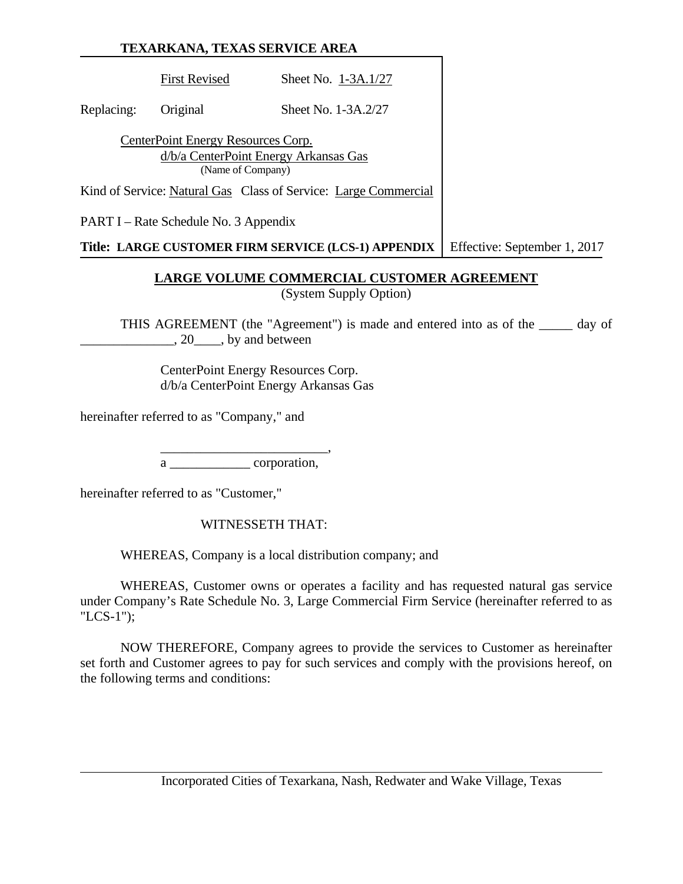**TEXARKANA, TEXAS SERVICE AREA**

| | | |
|---|---|---|
| | First Revised | Sheet No. 1-3A.1/27 |
| Replacing: | Original | Sheet No. 1-3A.2/27 |

CenterPoint Energy Resources Corp.
d/b/a CenterPoint Energy Arkansas Gas
(Name of Company)

Kind of Service: Natural Gas Class of Service: Large Commercial

PART I – Rate Schedule No. 3 Appendix

**Title: LARGE CUSTOMER FIRM SERVICE (LCS-1) APPENDIX** | Effective: September 1, 2017

## LARGE VOLUME COMMERCIAL CUSTOMER AGREEMENT

(System Supply Option)

THIS AGREEMENT (the "Agreement") is made and entered into as of the _____ day of ______________, 20____, by and between

CenterPoint Energy Resources Corp.
d/b/a CenterPoint Energy Arkansas Gas

hereinafter referred to as "Company," and

_________________________,
a ____________ corporation,

hereinafter referred to as "Customer,"

WITNESSETH THAT:

WHEREAS, Company is a local distribution company; and

WHEREAS, Customer owns or operates a facility and has requested natural gas service under Company's Rate Schedule No. 3, Large Commercial Firm Service (hereinafter referred to as "LCS-1");

NOW THEREFORE, Company agrees to provide the services to Customer as hereinafter set forth and Customer agrees to pay for such services and comply with the provisions hereof, on the following terms and conditions:

Incorporated Cities of Texarkana, Nash, Redwater and Wake Village, Texas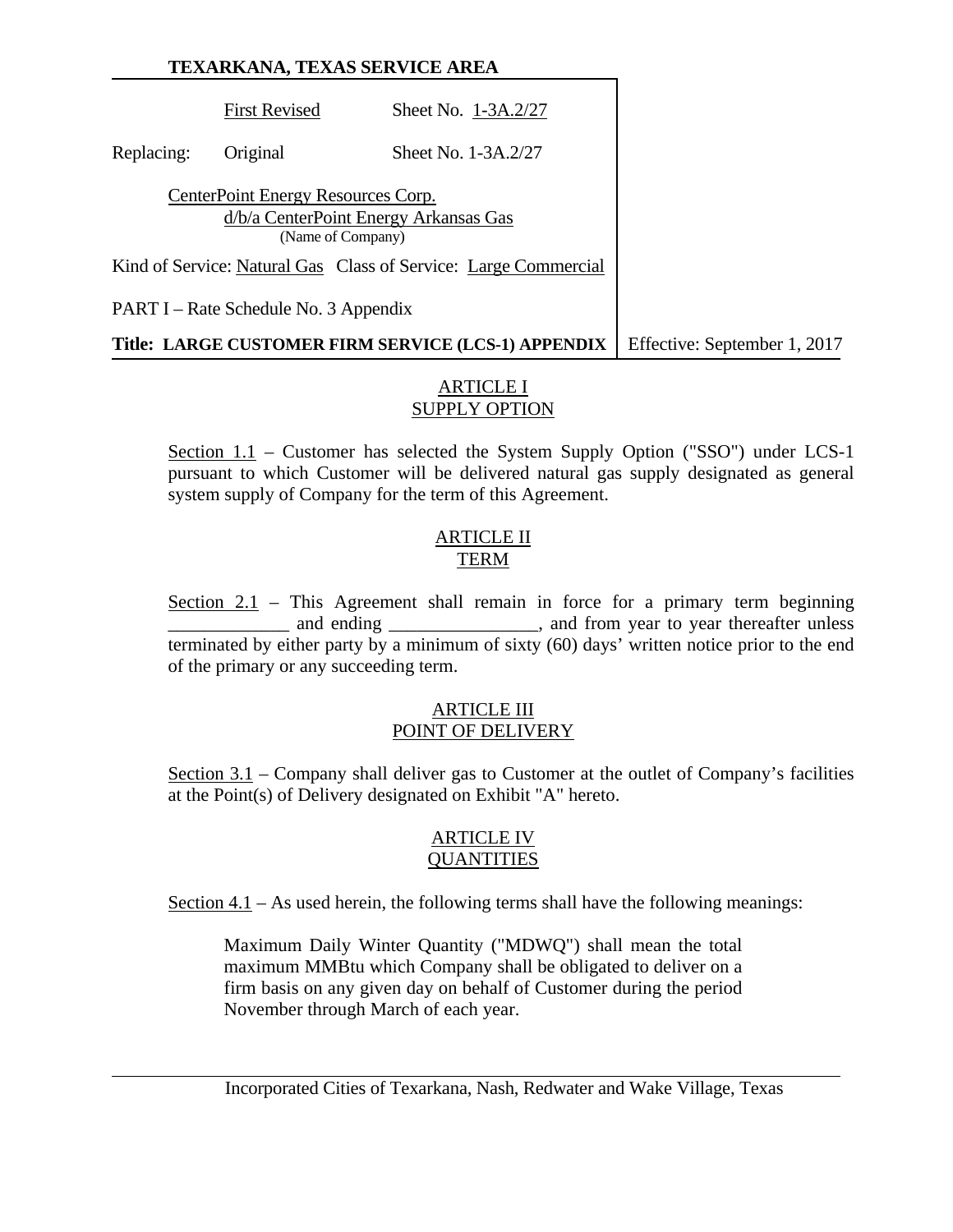## ARTICLE I
## SUPPLY OPTION

Section 1.1 – Customer has selected the System Supply Option ("SSO") under LCS-1 pursuant to which Customer will be delivered natural gas supply designated as general system supply of Company for the term of this Agreement.

## ARTICLE II
## TERM

Section 2.1 – This Agreement shall remain in force for a primary term beginning _____________ and ending ________________, and from year to year thereafter unless terminated by either party by a minimum of sixty (60) days' written notice prior to the end of the primary or any succeeding term.

## ARTICLE III
## POINT OF DELIVERY

Section 3.1 – Company shall deliver gas to Customer at the outlet of Company's facilities at the Point(s) of Delivery designated on Exhibit "A" hereto.

## ARTICLE IV
## QUANTITIES

Section 4.1 – As used herein, the following terms shall have the following meanings:

> Maximum Daily Winter Quantity ("MDWQ") shall mean the total maximum MMBtu which Company shall be obligated to deliver on a firm basis on any given day on behalf of Customer during the period November through March of each year.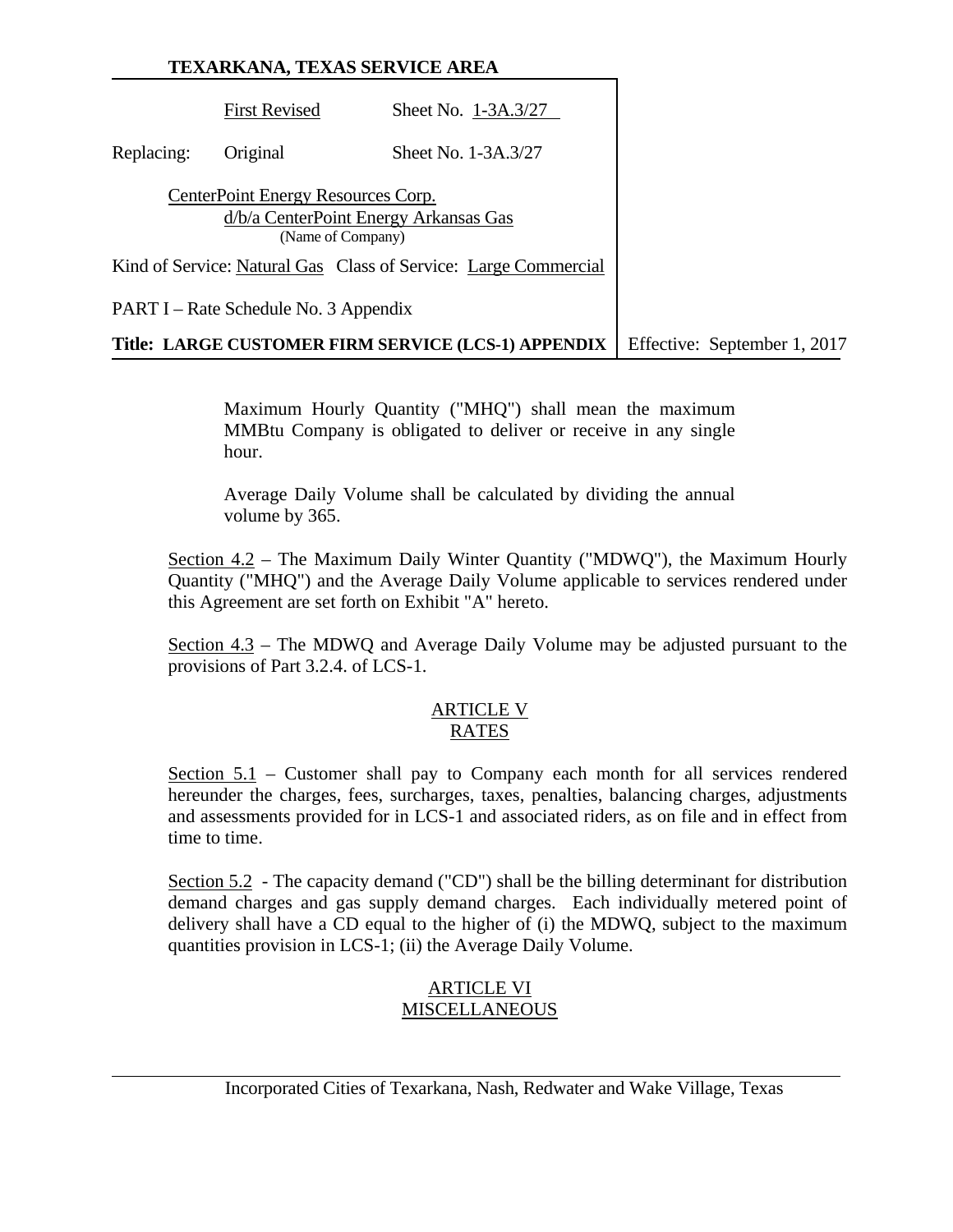Maximum Hourly Quantity ("MHQ") shall mean the maximum MMBtu Company is obligated to deliver or receive in any single hour.

Average Daily Volume shall be calculated by dividing the annual volume by 365.

Section 4.2 – The Maximum Daily Winter Quantity ("MDWQ"), the Maximum Hourly Quantity ("MHQ") and the Average Daily Volume applicable to services rendered under this Agreement are set forth on Exhibit "A" hereto.

Section 4.3 – The MDWQ and Average Daily Volume may be adjusted pursuant to the provisions of Part 3.2.4. of LCS-1.

## ARTICLE V
## RATES

Section 5.1 – Customer shall pay to Company each month for all services rendered hereunder the charges, fees, surcharges, taxes, penalties, balancing charges, adjustments and assessments provided for in LCS-1 and associated riders, as on file and in effect from time to time.

Section 5.2 - The capacity demand ("CD") shall be the billing determinant for distribution demand charges and gas supply demand charges. Each individually metered point of delivery shall have a CD equal to the higher of (i) the MDWQ, subject to the maximum quantities provision in LCS-1; (ii) the Average Daily Volume.

## ARTICLE VI
## MISCELLANEOUS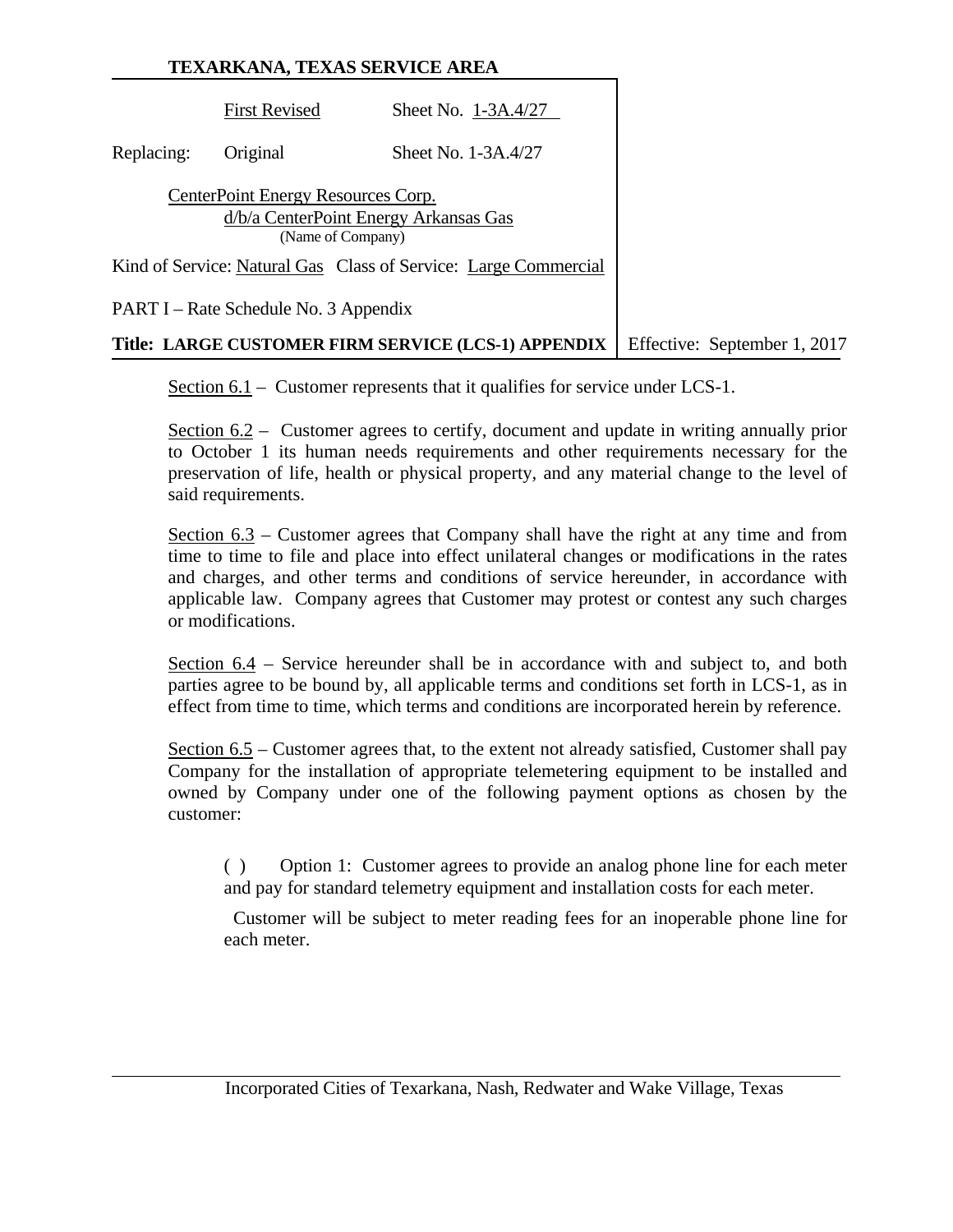**TEXARKANA, TEXAS SERVICE AREA**

| | First Revised | Sheet No. 1-3A.4/27 |
|---|---|---|
| Replacing: | Original | Sheet No. 1-3A.4/27 |

CenterPoint Energy Resources Corp.
d/b/a CenterPoint Energy Arkansas Gas
(Name of Company)

Kind of Service: Natural Gas Class of Service: Large Commercial

PART I – Rate Schedule No. 3 Appendix

**Title: LARGE CUSTOMER FIRM SERVICE (LCS-1) APPENDIX** Effective: September 1, 2017

Section 6.1 – Customer represents that it qualifies for service under LCS-1.

Section 6.2 – Customer agrees to certify, document and update in writing annually prior to October 1 its human needs requirements and other requirements necessary for the preservation of life, health or physical property, and any material change to the level of said requirements.

Section 6.3 – Customer agrees that Company shall have the right at any time and from time to time to file and place into effect unilateral changes or modifications in the rates and charges, and other terms and conditions of service hereunder, in accordance with applicable law. Company agrees that Customer may protest or contest any such charges or modifications.

Section 6.4 – Service hereunder shall be in accordance with and subject to, and both parties agree to be bound by, all applicable terms and conditions set forth in LCS-1, as in effect from time to time, which terms and conditions are incorporated herein by reference.

Section 6.5 – Customer agrees that, to the extent not already satisfied, Customer shall pay Company for the installation of appropriate telemetering equipment to be installed and owned by Company under one of the following payment options as chosen by the customer:

( ) Option 1: Customer agrees to provide an analog phone line for each meter and pay for standard telemetry equipment and installation costs for each meter.

Customer will be subject to meter reading fees for an inoperable phone line for each meter.

Incorporated Cities of Texarkana, Nash, Redwater and Wake Village, Texas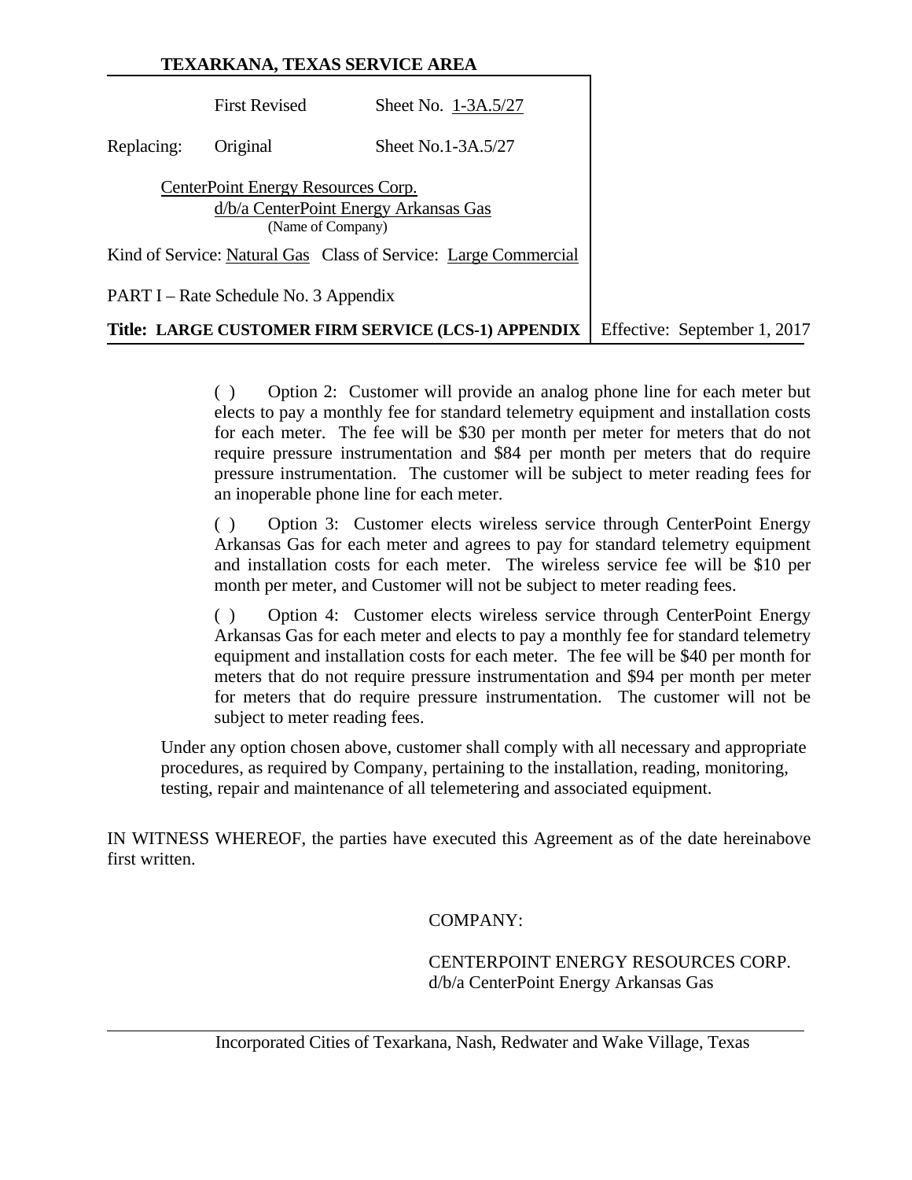( ) Option 2: Customer will provide an analog phone line for each meter but elects to pay a monthly fee for standard telemetry equipment and installation costs for each meter. The fee will be $30 per month per meter for meters that do not require pressure instrumentation and $84 per month per meters that do require pressure instrumentation. The customer will be subject to meter reading fees for an inoperable phone line for each meter.

( ) Option 3: Customer elects wireless service through CenterPoint Energy Arkansas Gas for each meter and agrees to pay for standard telemetry equipment and installation costs for each meter. The wireless service fee will be $10 per month per meter, and Customer will not be subject to meter reading fees.

( ) Option 4: Customer elects wireless service through CenterPoint Energy Arkansas Gas for each meter and elects to pay a monthly fee for standard telemetry equipment and installation costs for each meter. The fee will be $40 per month for meters that do not require pressure instrumentation and $94 per month per meter for meters that do require pressure instrumentation. The customer will not be subject to meter reading fees.

Under any option chosen above, customer shall comply with all necessary and appropriate procedures, as required by Company, pertaining to the installation, reading, monitoring, testing, repair and maintenance of all telemetering and associated equipment.

IN WITNESS WHEREOF, the parties have executed this Agreement as of the date hereinabove first written.

COMPANY:

CENTERPOINT ENERGY RESOURCES CORP.
d/b/a CenterPoint Energy Arkansas Gas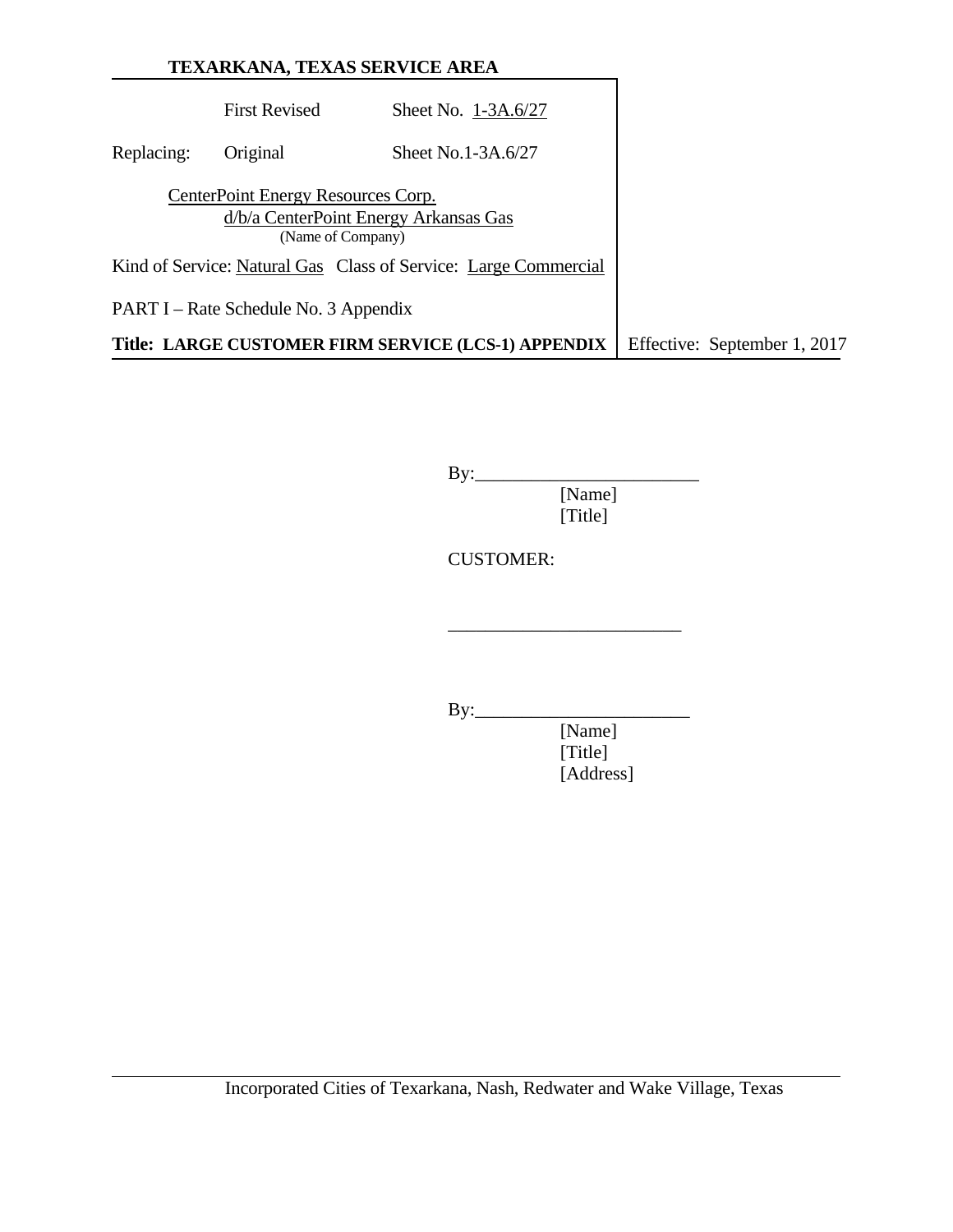By:________________________
[Name]
[Title]

CUSTOMER:

________________________

By:________________________
[Name]
[Title]
[Address]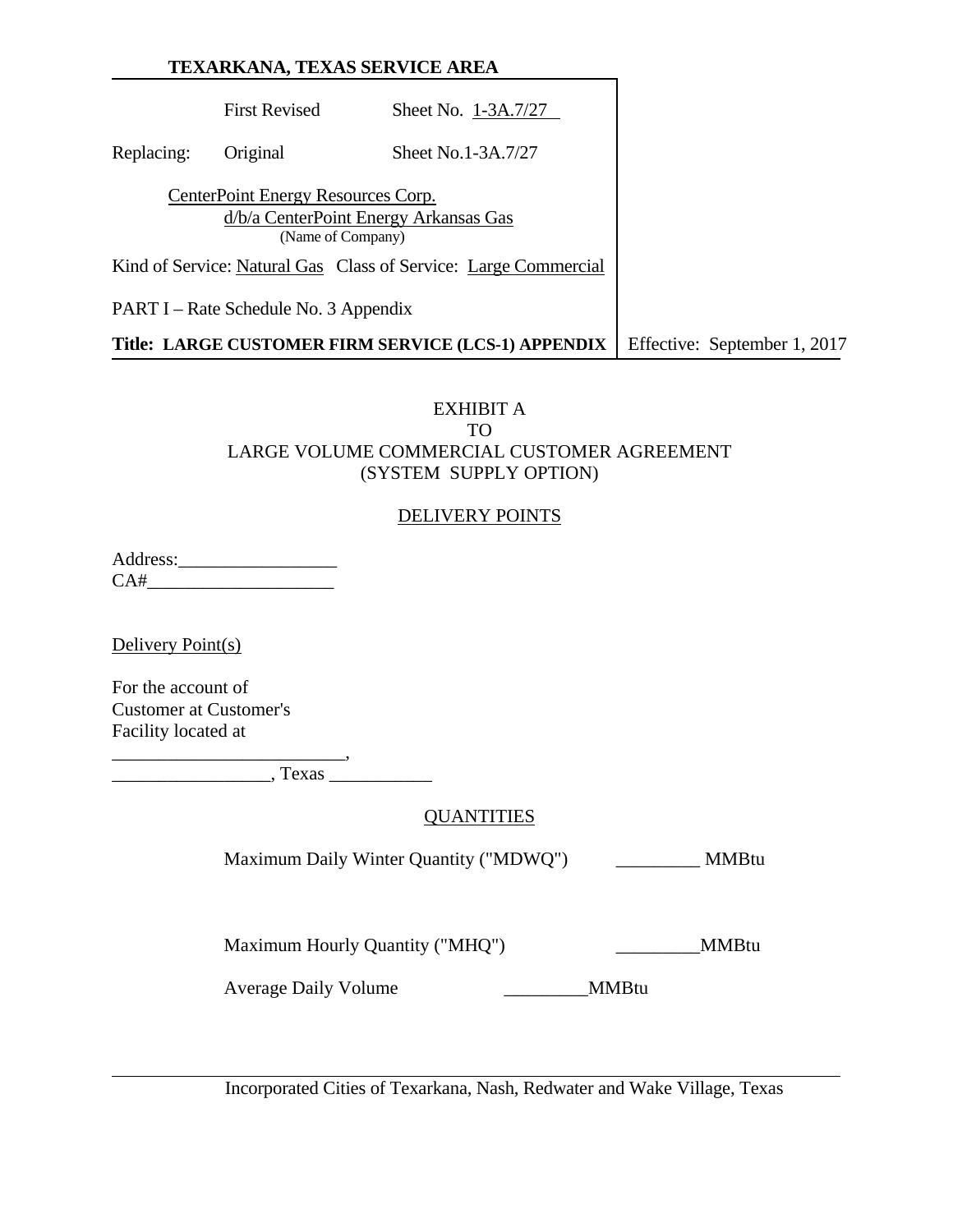**TEXARKANA, TEXAS SERVICE AREA**

| | | |
|---|---|---|
| | First Revised | Sheet No. 1-3A.7/27 |
| Replacing: | Original | Sheet No.1-3A.7/27 |

CenterPoint Energy Resources Corp.
d/b/a CenterPoint Energy Arkansas Gas
(Name of Company)

Kind of Service: Natural Gas Class of Service: Large Commercial

PART I – Rate Schedule No. 3 Appendix

**Title: LARGE CUSTOMER FIRM SERVICE (LCS-1) APPENDIX** Effective: September 1, 2017

EXHIBIT A
TO
LARGE VOLUME COMMERCIAL CUSTOMER AGREEMENT
(SYSTEM SUPPLY OPTION)

DELIVERY POINTS

Address:_________________
CA#____________________

Delivery Point(s)

For the account of
Customer at Customer's
Facility located at
_________________________,
_________________, Texas ___________

QUANTITIES

Maximum Daily Winter Quantity ("MDWQ") _________ MMBtu

Maximum Hourly Quantity ("MHQ") _________MMBtu

Average Daily Volume _________MMBtu

Incorporated Cities of Texarkana, Nash, Redwater and Wake Village, Texas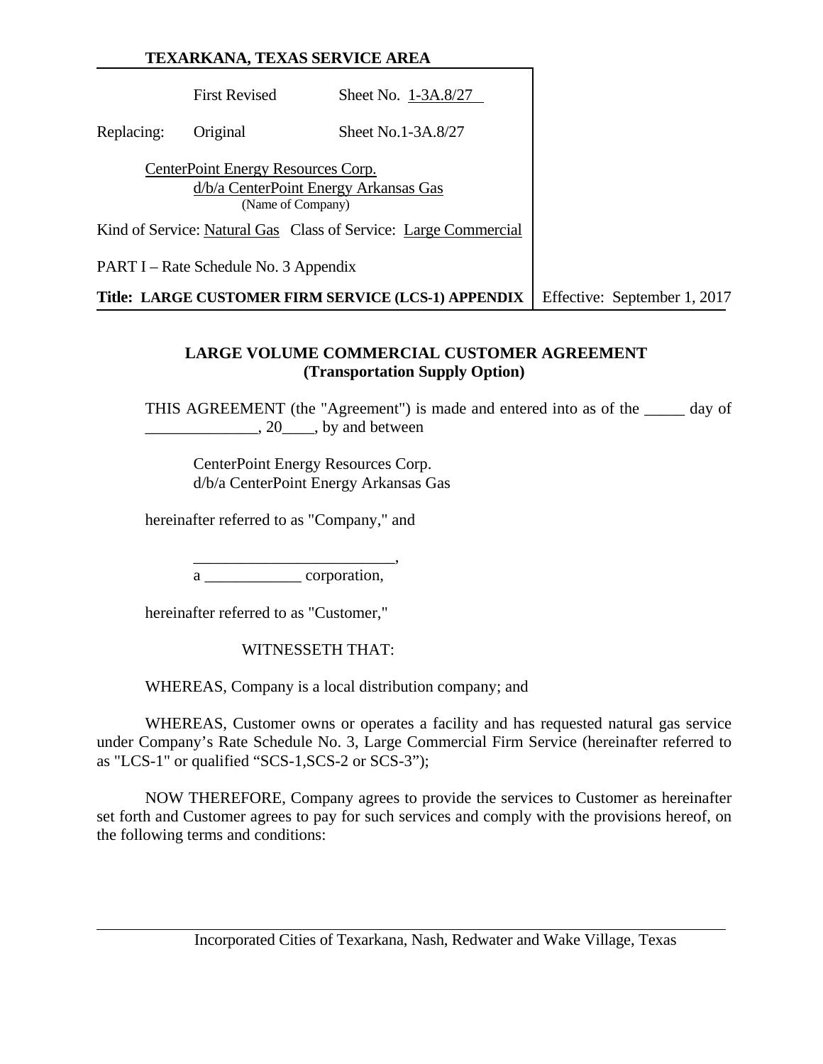**TEXARKANA, TEXAS SERVICE AREA**

| | First Revised | Sheet No. 1-3A.8/27 | |
|---|---|---|---|
| Replacing: | Original | Sheet No.1-3A.8/27 | |

CenterPoint Energy Resources Corp.
d/b/a CenterPoint Energy Arkansas Gas
(Name of Company)

Kind of Service: Natural Gas Class of Service: Large Commercial

PART I – Rate Schedule No. 3 Appendix

**Title: LARGE CUSTOMER FIRM SERVICE (LCS-1) APPENDIX** | Effective: September 1, 2017

## LARGE VOLUME COMMERCIAL CUSTOMER AGREEMENT
## (Transportation Supply Option)

THIS AGREEMENT (the "Agreement") is made and entered into as of the _____ day of ______________, 20____, by and between

CenterPoint Energy Resources Corp.
d/b/a CenterPoint Energy Arkansas Gas

hereinafter referred to as "Company," and

_________________________,
a ____________ corporation,

hereinafter referred to as "Customer,"

WITNESSETH THAT:

WHEREAS, Company is a local distribution company; and

WHEREAS, Customer owns or operates a facility and has requested natural gas service under Company's Rate Schedule No. 3, Large Commercial Firm Service (hereinafter referred to as "LCS-1" or qualified "SCS-1,SCS-2 or SCS-3");

NOW THEREFORE, Company agrees to provide the services to Customer as hereinafter set forth and Customer agrees to pay for such services and comply with the provisions hereof, on the following terms and conditions:

Incorporated Cities of Texarkana, Nash, Redwater and Wake Village, Texas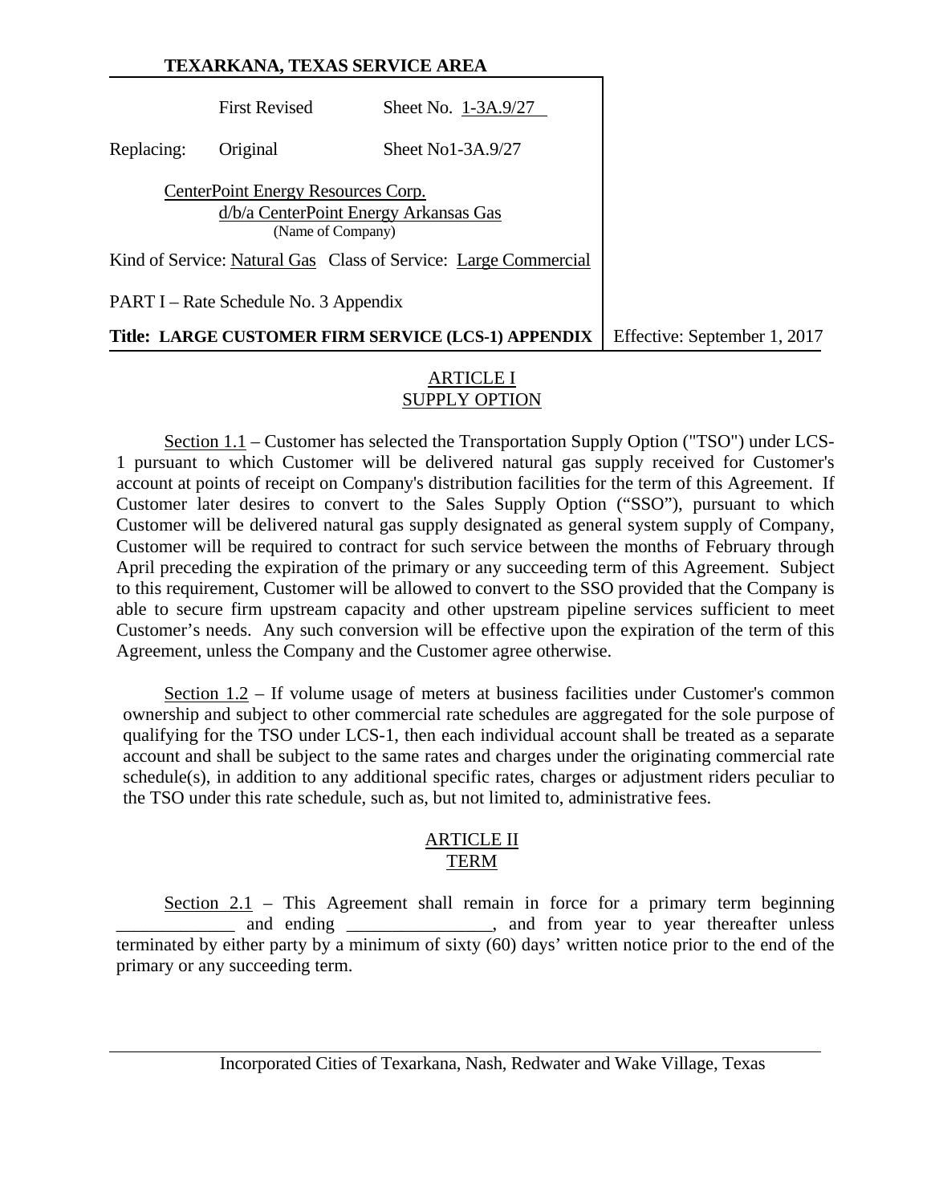**TEXARKANA, TEXAS SERVICE AREA**

| | First Revised | Sheet No. 1-3A.9/27 | |
|---|---|---|---|
| Replacing: | Original | Sheet No1-3A.9/27 | |

CenterPoint Energy Resources Corp.
d/b/a CenterPoint Energy Arkansas Gas
(Name of Company)

Kind of Service: Natural Gas Class of Service: Large Commercial

PART I – Rate Schedule No. 3 Appendix

**Title: LARGE CUSTOMER FIRM SERVICE (LCS-1) APPENDIX** | Effective: September 1, 2017

## ARTICLE I
## SUPPLY OPTION

Section 1.1 – Customer has selected the Transportation Supply Option ("TSO") under LCS-1 pursuant to which Customer will be delivered natural gas supply received for Customer's account at points of receipt on Company's distribution facilities for the term of this Agreement. If Customer later desires to convert to the Sales Supply Option ("SSO"), pursuant to which Customer will be delivered natural gas supply designated as general system supply of Company, Customer will be required to contract for such service between the months of February through April preceding the expiration of the primary or any succeeding term of this Agreement. Subject to this requirement, Customer will be allowed to convert to the SSO provided that the Company is able to secure firm upstream capacity and other upstream pipeline services sufficient to meet Customer's needs. Any such conversion will be effective upon the expiration of the term of this Agreement, unless the Company and the Customer agree otherwise.

Section 1.2 – If volume usage of meters at business facilities under Customer's common ownership and subject to other commercial rate schedules are aggregated for the sole purpose of qualifying for the TSO under LCS-1, then each individual account shall be treated as a separate account and shall be subject to the same rates and charges under the originating commercial rate schedule(s), in addition to any additional specific rates, charges or adjustment riders peculiar to the TSO under this rate schedule, such as, but not limited to, administrative fees.

## ARTICLE II
## TERM

Section 2.1 – This Agreement shall remain in force for a primary term beginning _____________ and ending ________________, and from year to year thereafter unless terminated by either party by a minimum of sixty (60) days' written notice prior to the end of the primary or any succeeding term.

Incorporated Cities of Texarkana, Nash, Redwater and Wake Village, Texas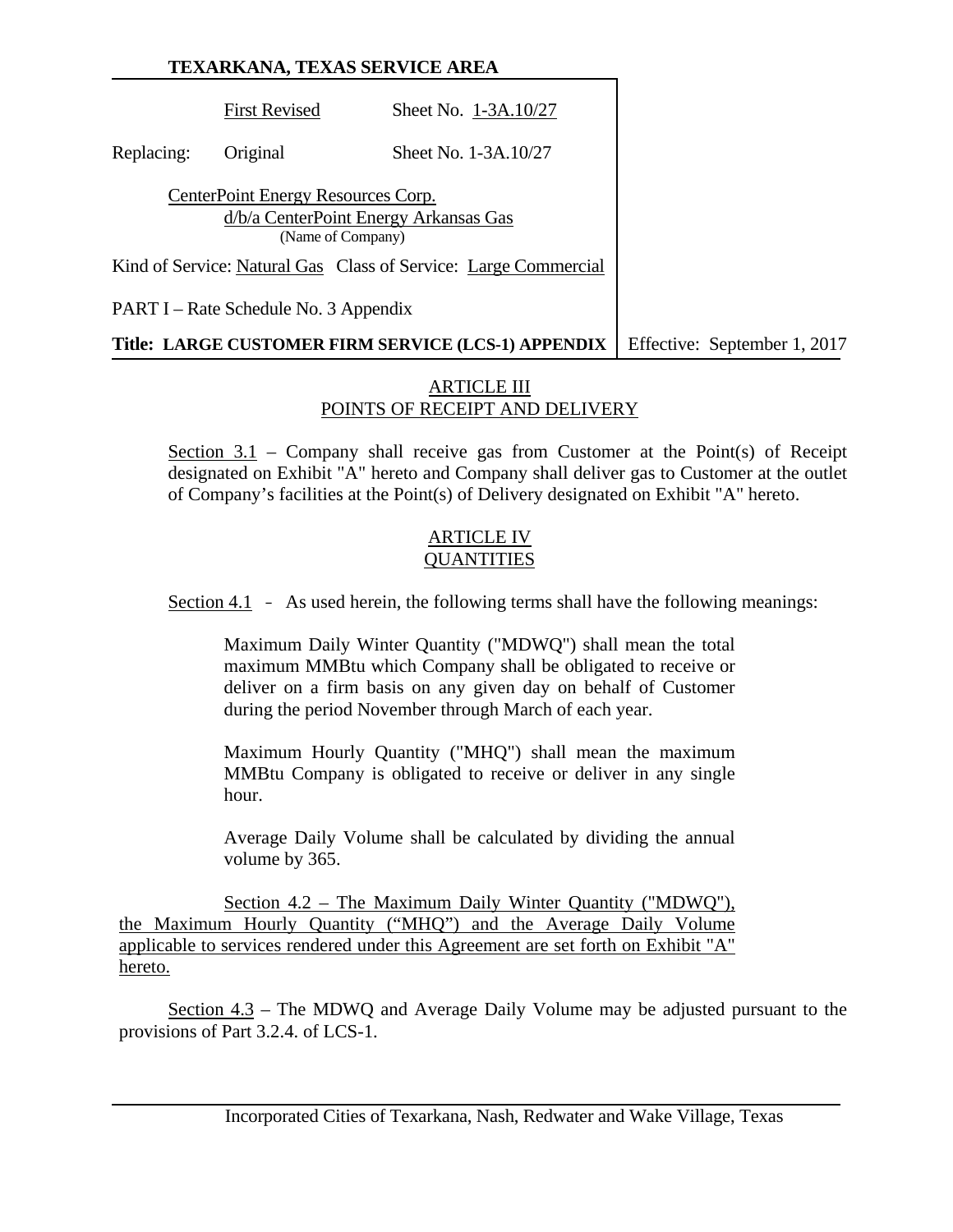**TEXARKANA, TEXAS SERVICE AREA**

| | | | |
|---|---|---|---|
| | First Revised | Sheet No. 1-3A.10/27 | |
| Replacing: | Original | Sheet No. 1-3A.10/27 | |

CenterPoint Energy Resources Corp.
d/b/a CenterPoint Energy Arkansas Gas
(Name of Company)

Kind of Service: Natural Gas Class of Service: Large Commercial

PART I – Rate Schedule No. 3 Appendix

**Title: LARGE CUSTOMER FIRM SERVICE (LCS-1) APPENDIX** Effective: September 1, 2017

## ARTICLE III
## POINTS OF RECEIPT AND DELIVERY

Section 3.1 – Company shall receive gas from Customer at the Point(s) of Receipt designated on Exhibit "A" hereto and Company shall deliver gas to Customer at the outlet of Company's facilities at the Point(s) of Delivery designated on Exhibit "A" hereto.

## ARTICLE IV
## QUANTITIES

Section 4.1 - As used herein, the following terms shall have the following meanings:

Maximum Daily Winter Quantity ("MDWQ") shall mean the total maximum MMBtu which Company shall be obligated to receive or deliver on a firm basis on any given day on behalf of Customer during the period November through March of each year.

Maximum Hourly Quantity ("MHQ") shall mean the maximum MMBtu Company is obligated to receive or deliver in any single hour.

Average Daily Volume shall be calculated by dividing the annual volume by 365.

Section 4.2 – The Maximum Daily Winter Quantity ("MDWQ"), the Maximum Hourly Quantity ("MHQ") and the Average Daily Volume applicable to services rendered under this Agreement are set forth on Exhibit "A" hereto.

Section 4.3 – The MDWQ and Average Daily Volume may be adjusted pursuant to the provisions of Part 3.2.4. of LCS-1.

Incorporated Cities of Texarkana, Nash, Redwater and Wake Village, Texas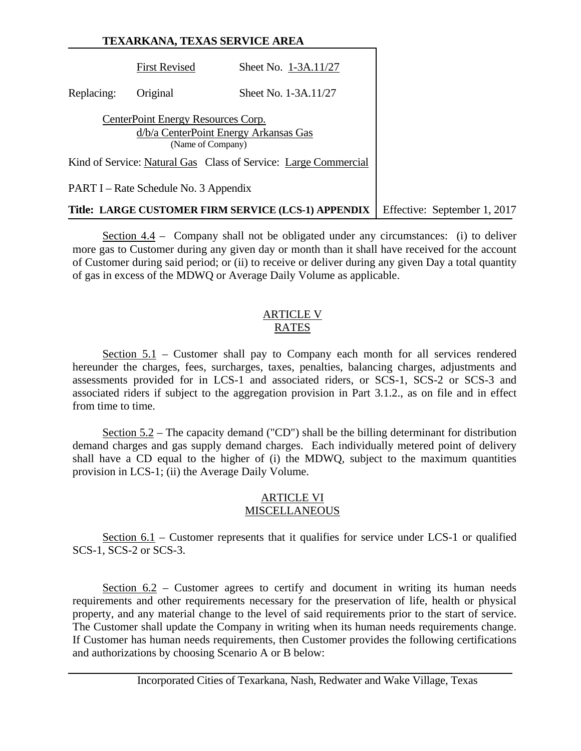Section 4.4 – Company shall not be obligated under any circumstances: (i) to deliver more gas to Customer during any given day or month than it shall have received for the account of Customer during said period; or (ii) to receive or deliver during any given Day a total quantity of gas in excess of the MDWQ or Average Daily Volume as applicable.

## ARTICLE V
## RATES

Section 5.1 – Customer shall pay to Company each month for all services rendered hereunder the charges, fees, surcharges, taxes, penalties, balancing charges, adjustments and assessments provided for in LCS-1 and associated riders, or SCS-1, SCS-2 or SCS-3 and associated riders if subject to the aggregation provision in Part 3.1.2., as on file and in effect from time to time.

Section 5.2 – The capacity demand ("CD") shall be the billing determinant for distribution demand charges and gas supply demand charges. Each individually metered point of delivery shall have a CD equal to the higher of (i) the MDWQ, subject to the maximum quantities provision in LCS-1; (ii) the Average Daily Volume.

## ARTICLE VI
## MISCELLANEOUS

Section 6.1 – Customer represents that it qualifies for service under LCS-1 or qualified SCS-1, SCS-2 or SCS-3.

Section 6.2 – Customer agrees to certify and document in writing its human needs requirements and other requirements necessary for the preservation of life, health or physical property, and any material change to the level of said requirements prior to the start of service. The Customer shall update the Company in writing when its human needs requirements change. If Customer has human needs requirements, then Customer provides the following certifications and authorizations by choosing Scenario A or B below: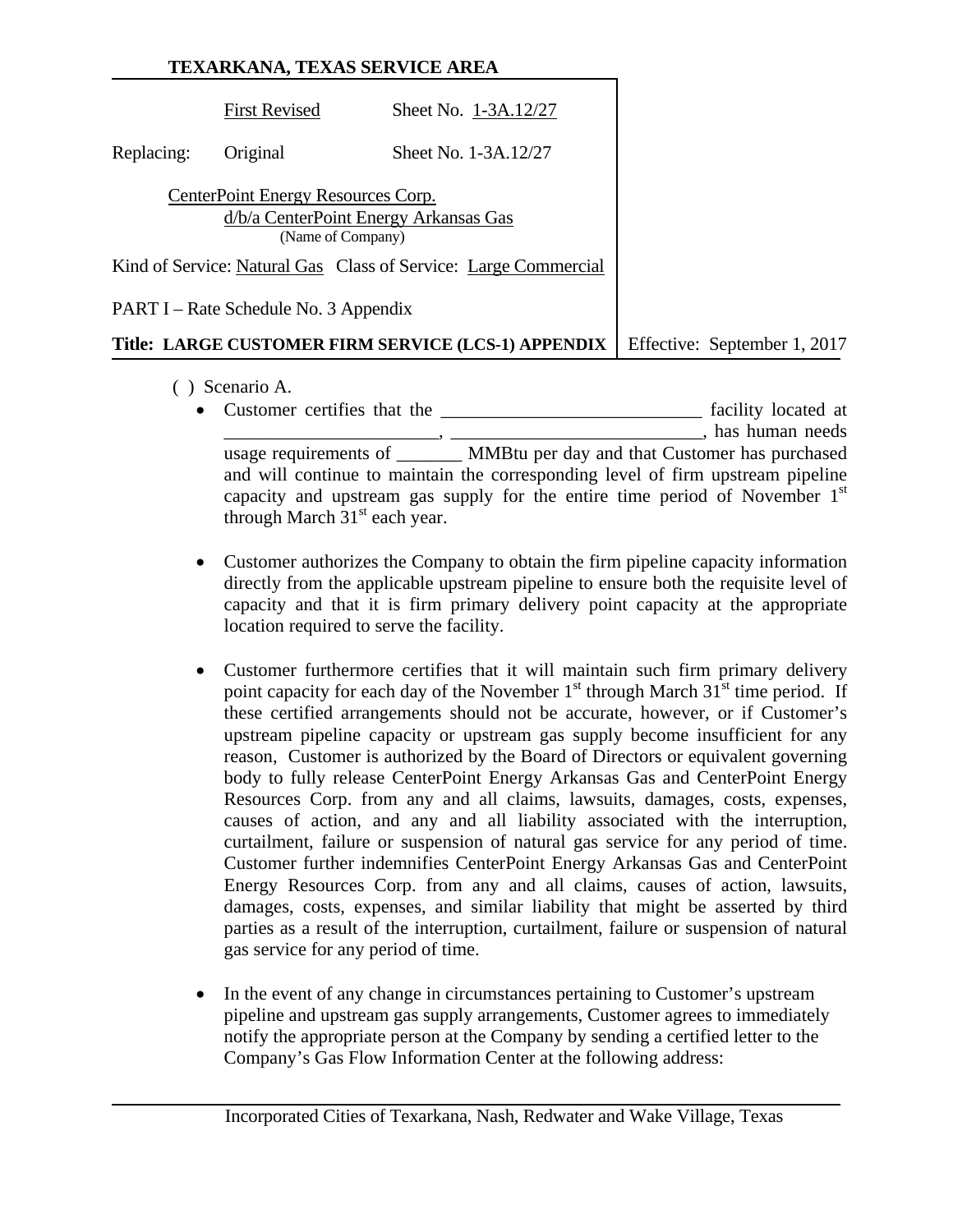**TEXARKANA, TEXAS SERVICE AREA**

| | | | |
|---|---|---|---|
| | First Revised | Sheet No. 1-3A.12/27 | |
| Replacing: | Original | Sheet No. 1-3A.12/27 | |

CenterPoint Energy Resources Corp.
d/b/a CenterPoint Energy Arkansas Gas
(Name of Company)

Kind of Service: Natural Gas Class of Service: Large Commercial

PART I – Rate Schedule No. 3 Appendix

**Title: LARGE CUSTOMER FIRM SERVICE (LCS-1) APPENDIX** Effective: September 1, 2017

( ) Scenario A.

- Customer certifies that the ____________________________ facility located at _______________________, ___________________________, has human needs usage requirements of _______ MMBtu per day and that Customer has purchased and will continue to maintain the corresponding level of firm upstream pipeline capacity and upstream gas supply for the entire time period of November 1st through March 31st each year.

- Customer authorizes the Company to obtain the firm pipeline capacity information directly from the applicable upstream pipeline to ensure both the requisite level of capacity and that it is firm primary delivery point capacity at the appropriate location required to serve the facility.

- Customer furthermore certifies that it will maintain such firm primary delivery point capacity for each day of the November 1st through March 31st time period. If these certified arrangements should not be accurate, however, or if Customer's upstream pipeline capacity or upstream gas supply become insufficient for any reason, Customer is authorized by the Board of Directors or equivalent governing body to fully release CenterPoint Energy Arkansas Gas and CenterPoint Energy Resources Corp. from any and all claims, lawsuits, damages, costs, expenses, causes of action, and any and all liability associated with the interruption, curtailment, failure or suspension of natural gas service for any period of time. Customer further indemnifies CenterPoint Energy Arkansas Gas and CenterPoint Energy Resources Corp. from any and all claims, causes of action, lawsuits, damages, costs, expenses, and similar liability that might be asserted by third parties as a result of the interruption, curtailment, failure or suspension of natural gas service for any period of time.

- In the event of any change in circumstances pertaining to Customer's upstream pipeline and upstream gas supply arrangements, Customer agrees to immediately notify the appropriate person at the Company by sending a certified letter to the Company's Gas Flow Information Center at the following address:

Incorporated Cities of Texarkana, Nash, Redwater and Wake Village, Texas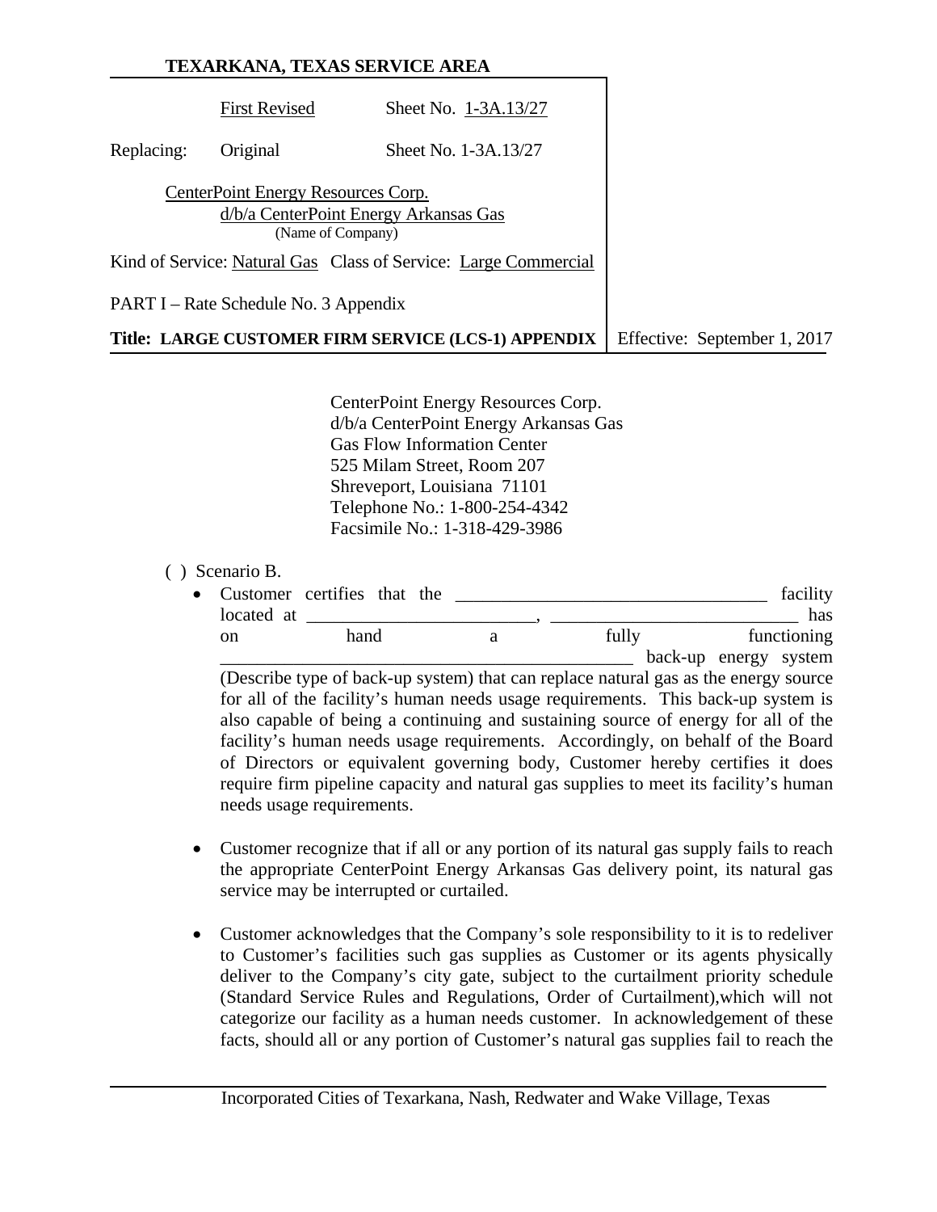**TEXARKANA, TEXAS SERVICE AREA**

| | | |
|---|---|---|
| | First Revised | Sheet No. 1-3A.13/27 |
| Replacing: | Original | Sheet No. 1-3A.13/27 |

CenterPoint Energy Resources Corp.
d/b/a CenterPoint Energy Arkansas Gas
(Name of Company)

Kind of Service: Natural Gas   Class of Service: Large Commercial

PART I – Rate Schedule No. 3 Appendix

**Title: LARGE CUSTOMER FIRM SERVICE (LCS-1) APPENDIX** | Effective: September 1, 2017

CenterPoint Energy Resources Corp.
d/b/a CenterPoint Energy Arkansas Gas
Gas Flow Information Center
525 Milam Street, Room 207
Shreveport, Louisiana 71101
Telephone No.: 1-800-254-4342
Facsimile No.: 1-318-429-3986

( ) Scenario B.

- Customer certifies that the __________________________________ facility located at ________________________, ___________________________ has on hand a fully functioning ____________________________________________ back-up energy system (Describe type of back-up system) that can replace natural gas as the energy source for all of the facility's human needs usage requirements. This back-up system is also capable of being a continuing and sustaining source of energy for all of the facility's human needs usage requirements. Accordingly, on behalf of the Board of Directors or equivalent governing body, Customer hereby certifies it does require firm pipeline capacity and natural gas supplies to meet its facility's human needs usage requirements.

- Customer recognize that if all or any portion of its natural gas supply fails to reach the appropriate CenterPoint Energy Arkansas Gas delivery point, its natural gas service may be interrupted or curtailed.

- Customer acknowledges that the Company's sole responsibility to it is to redeliver to Customer's facilities such gas supplies as Customer or its agents physically deliver to the Company's city gate, subject to the curtailment priority schedule (Standard Service Rules and Regulations, Order of Curtailment),which will not categorize our facility as a human needs customer. In acknowledgement of these facts, should all or any portion of Customer's natural gas supplies fail to reach the

Incorporated Cities of Texarkana, Nash, Redwater and Wake Village, Texas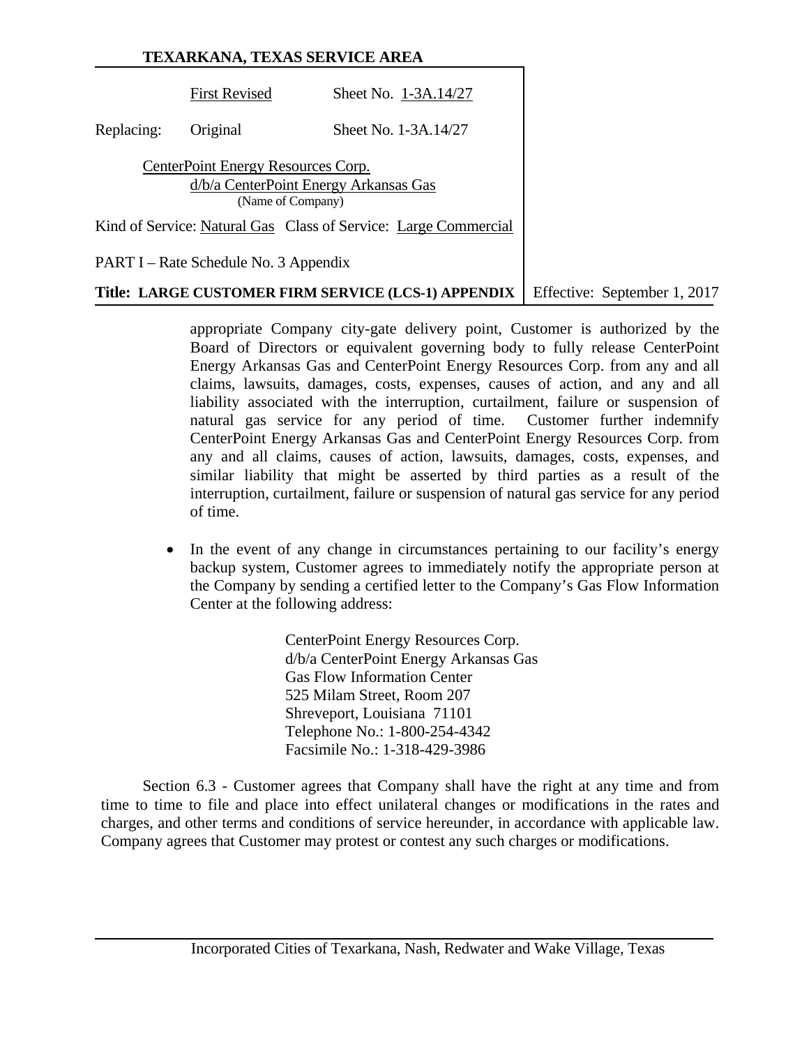appropriate Company city-gate delivery point, Customer is authorized by the Board of Directors or equivalent governing body to fully release CenterPoint Energy Arkansas Gas and CenterPoint Energy Resources Corp. from any and all claims, lawsuits, damages, costs, expenses, causes of action, and any and all liability associated with the interruption, curtailment, failure or suspension of natural gas service for any period of time. Customer further indemnify CenterPoint Energy Arkansas Gas and CenterPoint Energy Resources Corp. from any and all claims, causes of action, lawsuits, damages, costs, expenses, and similar liability that might be asserted by third parties as a result of the interruption, curtailment, failure or suspension of natural gas service for any period of time.

- In the event of any change in circumstances pertaining to our facility's energy backup system, Customer agrees to immediately notify the appropriate person at the Company by sending a certified letter to the Company's Gas Flow Information Center at the following address:

  CenterPoint Energy Resources Corp.
  d/b/a CenterPoint Energy Arkansas Gas
  Gas Flow Information Center
  525 Milam Street, Room 207
  Shreveport, Louisiana 71101
  Telephone No.: 1-800-254-4342
  Facsimile No.: 1-318-429-3986

Section 6.3 - Customer agrees that Company shall have the right at any time and from time to time to file and place into effect unilateral changes or modifications in the rates and charges, and other terms and conditions of service hereunder, in accordance with applicable law. Company agrees that Customer may protest or contest any such charges or modifications.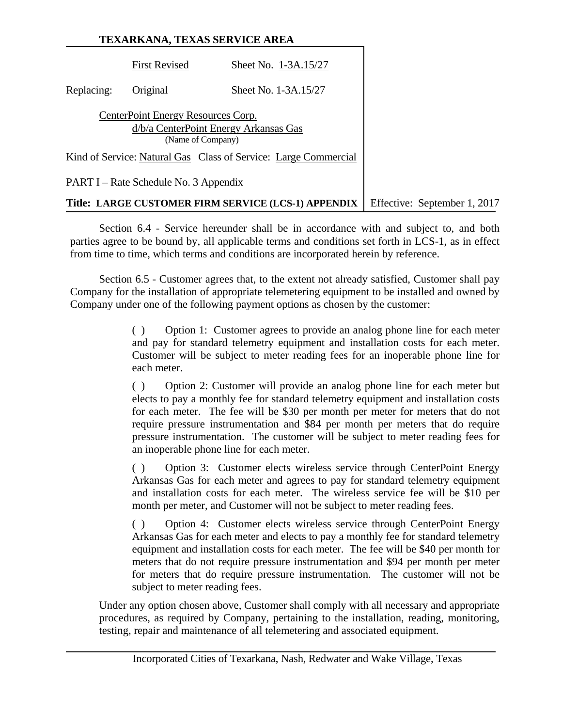**TEXARKANA, TEXAS SERVICE AREA**

| | | | |
|---|---|---|---|
| | First Revised | Sheet No. 1-3A.15/27 | |
| Replacing: | Original | Sheet No. 1-3A.15/27 | |

CenterPoint Energy Resources Corp.
d/b/a CenterPoint Energy Arkansas Gas
(Name of Company)

Kind of Service: Natural Gas Class of Service: Large Commercial

PART I – Rate Schedule No. 3 Appendix

**Title: LARGE CUSTOMER FIRM SERVICE (LCS-1) APPENDIX** Effective: September 1, 2017

Section 6.4 - Service hereunder shall be in accordance with and subject to, and both parties agree to be bound by, all applicable terms and conditions set forth in LCS-1, as in effect from time to time, which terms and conditions are incorporated herein by reference.

Section 6.5 - Customer agrees that, to the extent not already satisfied, Customer shall pay Company for the installation of appropriate telemetering equipment to be installed and owned by Company under one of the following payment options as chosen by the customer:

( ) Option 1: Customer agrees to provide an analog phone line for each meter and pay for standard telemetry equipment and installation costs for each meter. Customer will be subject to meter reading fees for an inoperable phone line for each meter.

( ) Option 2: Customer will provide an analog phone line for each meter but elects to pay a monthly fee for standard telemetry equipment and installation costs for each meter. The fee will be $30 per month per meter for meters that do not require pressure instrumentation and $84 per month per meters that do require pressure instrumentation. The customer will be subject to meter reading fees for an inoperable phone line for each meter.

( ) Option 3: Customer elects wireless service through CenterPoint Energy Arkansas Gas for each meter and agrees to pay for standard telemetry equipment and installation costs for each meter. The wireless service fee will be $10 per month per meter, and Customer will not be subject to meter reading fees.

( ) Option 4: Customer elects wireless service through CenterPoint Energy Arkansas Gas for each meter and elects to pay a monthly fee for standard telemetry equipment and installation costs for each meter. The fee will be $40 per month for meters that do not require pressure instrumentation and $94 per month per meter for meters that do require pressure instrumentation. The customer will not be subject to meter reading fees.

Under any option chosen above, Customer shall comply with all necessary and appropriate procedures, as required by Company, pertaining to the installation, reading, monitoring, testing, repair and maintenance of all telemetering and associated equipment.

Incorporated Cities of Texarkana, Nash, Redwater and Wake Village, Texas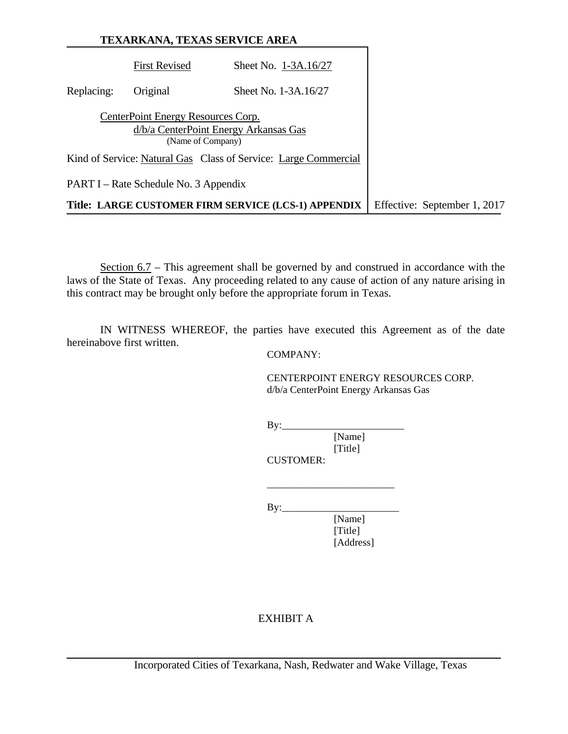Section 6.7 – This agreement shall be governed by and construed in accordance with the laws of the State of Texas. Any proceeding related to any cause of action of any nature arising in this contract may be brought only before the appropriate forum in Texas.

IN WITNESS WHEREOF, the parties have executed this Agreement as of the date hereinabove first written.

COMPANY:

CENTERPOINT ENERGY RESOURCES CORP.
d/b/a CenterPoint Energy Arkansas Gas

By:________________________
[Name]
[Title]

CUSTOMER:

________________________

By:________________________
[Name]
[Title]
[Address]

EXHIBIT A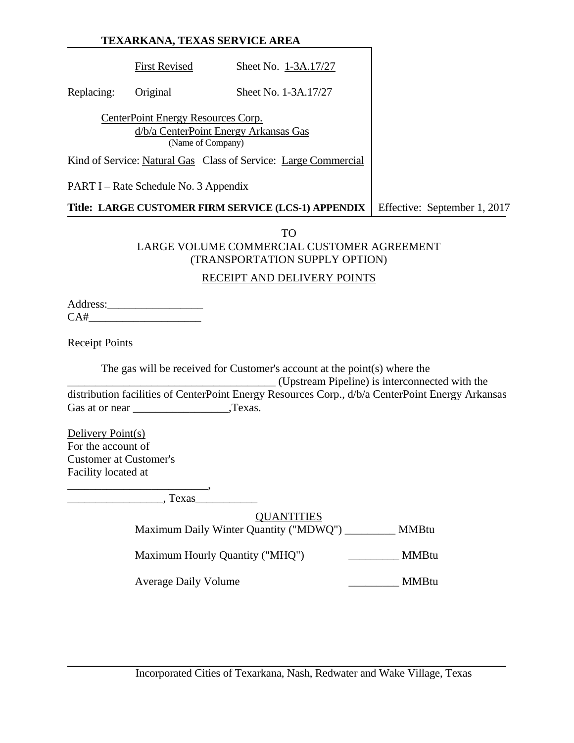**TEXARKANA, TEXAS SERVICE AREA**

| | | |
|---|---|---|
| | First Revised | Sheet No. 1-3A.17/27 |
| Replacing: | Original | Sheet No. 1-3A.17/27 |

CenterPoint Energy Resources Corp.
d/b/a CenterPoint Energy Arkansas Gas
(Name of Company)

Kind of Service: Natural Gas Class of Service: Large Commercial

PART I – Rate Schedule No. 3 Appendix

**Title: LARGE CUSTOMER FIRM SERVICE (LCS-1) APPENDIX** Effective: September 1, 2017

TO
LARGE VOLUME COMMERCIAL CUSTOMER AGREEMENT
(TRANSPORTATION SUPPLY OPTION)

RECEIPT AND DELIVERY POINTS

Address:_________________
CA#____________________

Receipt Points

The gas will be received for Customer's account at the point(s) where the _____________________________________ (Upstream Pipeline) is interconnected with the distribution facilities of CenterPoint Energy Resources Corp., d/b/a CenterPoint Energy Arkansas Gas at or near _________________,Texas.

Delivery Point(s)
For the account of
Customer at Customer's
Facility located at

_________________________,
_________________, Texas___________

QUANTITIES

| | | |
|---|---|---|
| Maximum Daily Winter Quantity ("MDWQ") | _________ | MMBtu |
| Maximum Hourly Quantity ("MHQ") | _________ | MMBtu |
| Average Daily Volume | _________ | MMBtu |

Incorporated Cities of Texarkana, Nash, Redwater and Wake Village, Texas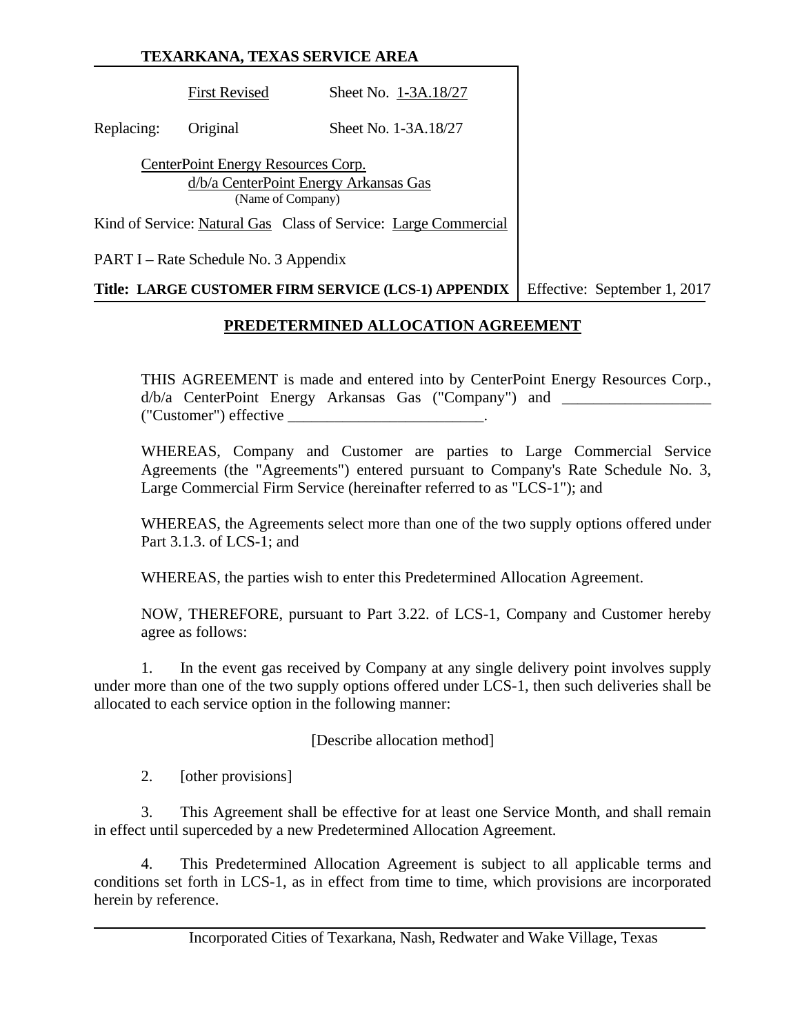**TEXARKANA, TEXAS SERVICE AREA**

| | First Revised | Sheet No. 1-3A.18/27 | |
|---|---|---|---|
| Replacing: | Original | Sheet No. 1-3A.18/27 | |

CenterPoint Energy Resources Corp.
d/b/a CenterPoint Energy Arkansas Gas
(Name of Company)

Kind of Service: Natural Gas Class of Service: Large Commercial

PART I – Rate Schedule No. 3 Appendix

**Title: LARGE CUSTOMER FIRM SERVICE (LCS-1) APPENDIX** Effective: September 1, 2017

## PREDETERMINED ALLOCATION AGREEMENT

THIS AGREEMENT is made and entered into by CenterPoint Energy Resources Corp., d/b/a CenterPoint Energy Arkansas Gas ("Company") and __________________ ("Customer") effective ________________________.

WHEREAS, Company and Customer are parties to Large Commercial Service Agreements (the "Agreements") entered pursuant to Company's Rate Schedule No. 3, Large Commercial Firm Service (hereinafter referred to as "LCS-1"); and

WHEREAS, the Agreements select more than one of the two supply options offered under Part 3.1.3. of LCS-1; and

WHEREAS, the parties wish to enter this Predetermined Allocation Agreement.

NOW, THEREFORE, pursuant to Part 3.22. of LCS-1, Company and Customer hereby agree as follows:

1. In the event gas received by Company at any single delivery point involves supply under more than one of the two supply options offered under LCS-1, then such deliveries shall be allocated to each service option in the following manner:

[Describe allocation method]

2. [other provisions]

3. This Agreement shall be effective for at least one Service Month, and shall remain in effect until superceded by a new Predetermined Allocation Agreement.

4. This Predetermined Allocation Agreement is subject to all applicable terms and conditions set forth in LCS-1, as in effect from time to time, which provisions are incorporated herein by reference.

Incorporated Cities of Texarkana, Nash, Redwater and Wake Village, Texas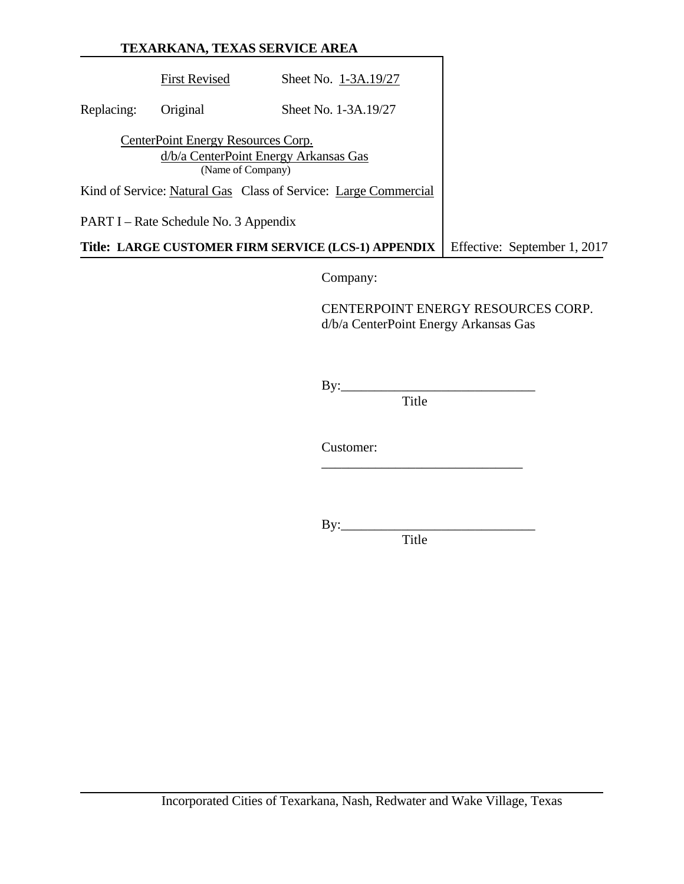Company:

CENTERPOINT ENERGY RESOURCES CORP.
d/b/a CenterPoint Energy Arkansas Gas

By:_____________________________
Title

Customer:
_____________________________

By:_____________________________
Title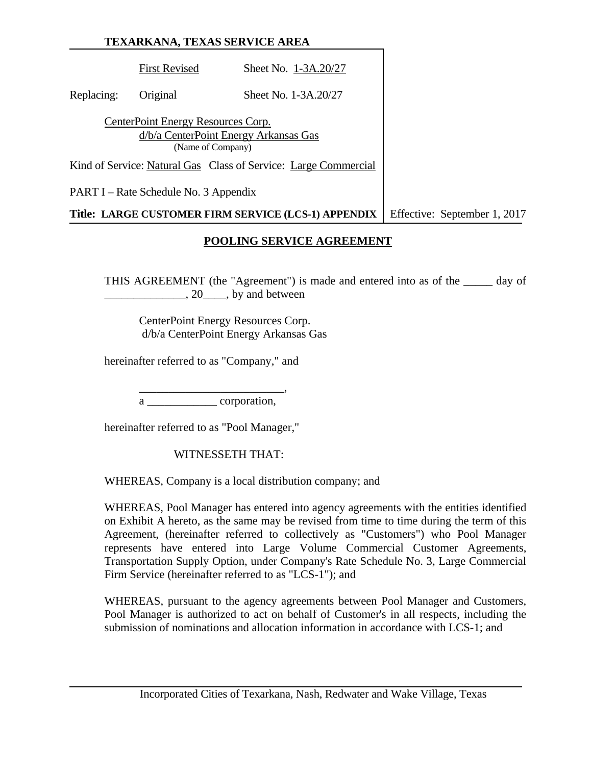**TEXARKANA, TEXAS SERVICE AREA**

| | | |
|---|---|---|
| | First Revised | Sheet No. 1-3A.20/27 |
| Replacing: | Original | Sheet No. 1-3A.20/27 |

CenterPoint Energy Resources Corp.
d/b/a CenterPoint Energy Arkansas Gas
(Name of Company)

Kind of Service: Natural Gas Class of Service: Large Commercial

PART I – Rate Schedule No. 3 Appendix

**Title: LARGE CUSTOMER FIRM SERVICE (LCS-1) APPENDIX** Effective: September 1, 2017

## POOLING SERVICE AGREEMENT

THIS AGREEMENT (the "Agreement") is made and entered into as of the _____ day of ______________, 20____, by and between

CenterPoint Energy Resources Corp.
d/b/a CenterPoint Energy Arkansas Gas

hereinafter referred to as "Company," and

_________________________,
a ____________ corporation,

hereinafter referred to as "Pool Manager,"

WITNESSETH THAT:

WHEREAS, Company is a local distribution company; and

WHEREAS, Pool Manager has entered into agency agreements with the entities identified on Exhibit A hereto, as the same may be revised from time to time during the term of this Agreement, (hereinafter referred to collectively as "Customers") who Pool Manager represents have entered into Large Volume Commercial Customer Agreements, Transportation Supply Option, under Company's Rate Schedule No. 3, Large Commercial Firm Service (hereinafter referred to as "LCS-1"); and

WHEREAS, pursuant to the agency agreements between Pool Manager and Customers, Pool Manager is authorized to act on behalf of Customer's in all respects, including the submission of nominations and allocation information in accordance with LCS-1; and

Incorporated Cities of Texarkana, Nash, Redwater and Wake Village, Texas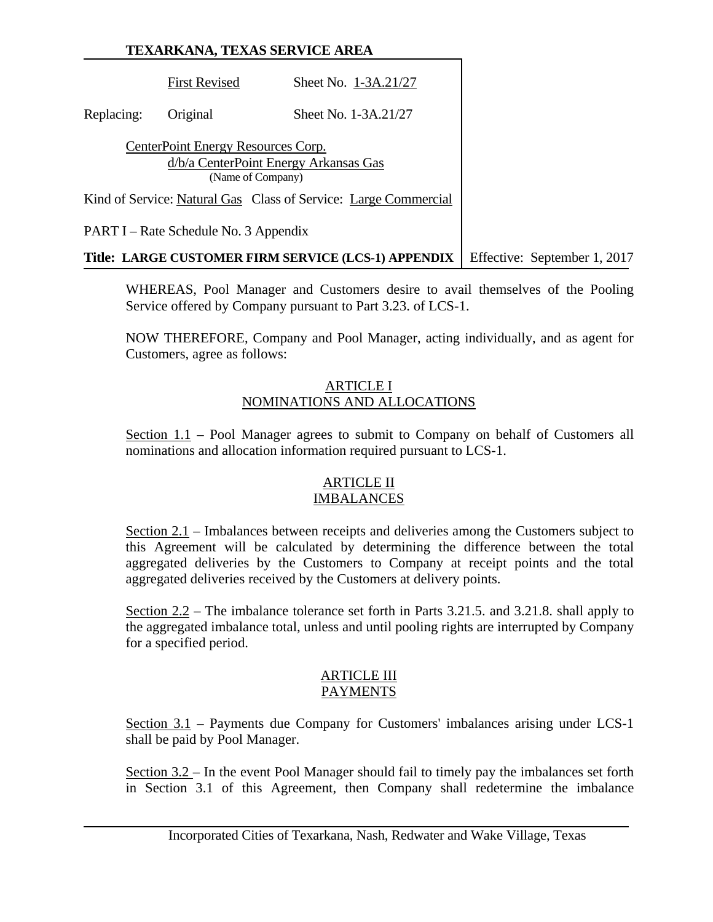WHEREAS, Pool Manager and Customers desire to avail themselves of the Pooling Service offered by Company pursuant to Part 3.23. of LCS-1.

NOW THEREFORE, Company and Pool Manager, acting individually, and as agent for Customers, agree as follows:

## ARTICLE I
## NOMINATIONS AND ALLOCATIONS

Section 1.1 – Pool Manager agrees to submit to Company on behalf of Customers all nominations and allocation information required pursuant to LCS-1.

## ARTICLE II
## IMBALANCES

Section 2.1 – Imbalances between receipts and deliveries among the Customers subject to this Agreement will be calculated by determining the difference between the total aggregated deliveries by the Customers to Company at receipt points and the total aggregated deliveries received by the Customers at delivery points.

Section 2.2 – The imbalance tolerance set forth in Parts 3.21.5. and 3.21.8. shall apply to the aggregated imbalance total, unless and until pooling rights are interrupted by Company for a specified period.

## ARTICLE III
## PAYMENTS

Section 3.1 – Payments due Company for Customers' imbalances arising under LCS-1 shall be paid by Pool Manager.

Section 3.2 – In the event Pool Manager should fail to timely pay the imbalances set forth in Section 3.1 of this Agreement, then Company shall redetermine the imbalance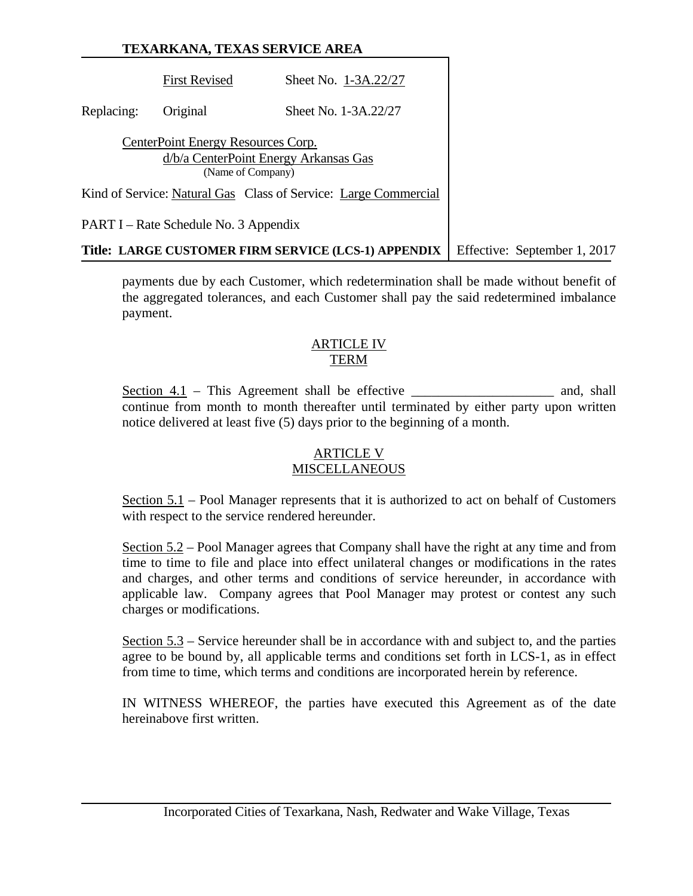payments due by each Customer, which redetermination shall be made without benefit of the aggregated tolerances, and each Customer shall pay the said redetermined imbalance payment.

## ARTICLE IV
## TERM

Section 4.1 – This Agreement shall be effective _____________________ and, shall continue from month to month thereafter until terminated by either party upon written notice delivered at least five (5) days prior to the beginning of a month.

## ARTICLE V
## MISCELLANEOUS

Section 5.1 – Pool Manager represents that it is authorized to act on behalf of Customers with respect to the service rendered hereunder.

Section 5.2 – Pool Manager agrees that Company shall have the right at any time and from time to time to file and place into effect unilateral changes or modifications in the rates and charges, and other terms and conditions of service hereunder, in accordance with applicable law. Company agrees that Pool Manager may protest or contest any such charges or modifications.

Section 5.3 – Service hereunder shall be in accordance with and subject to, and the parties agree to be bound by, all applicable terms and conditions set forth in LCS-1, as in effect from time to time, which terms and conditions are incorporated herein by reference.

IN WITNESS WHEREOF, the parties have executed this Agreement as of the date hereinabove first written.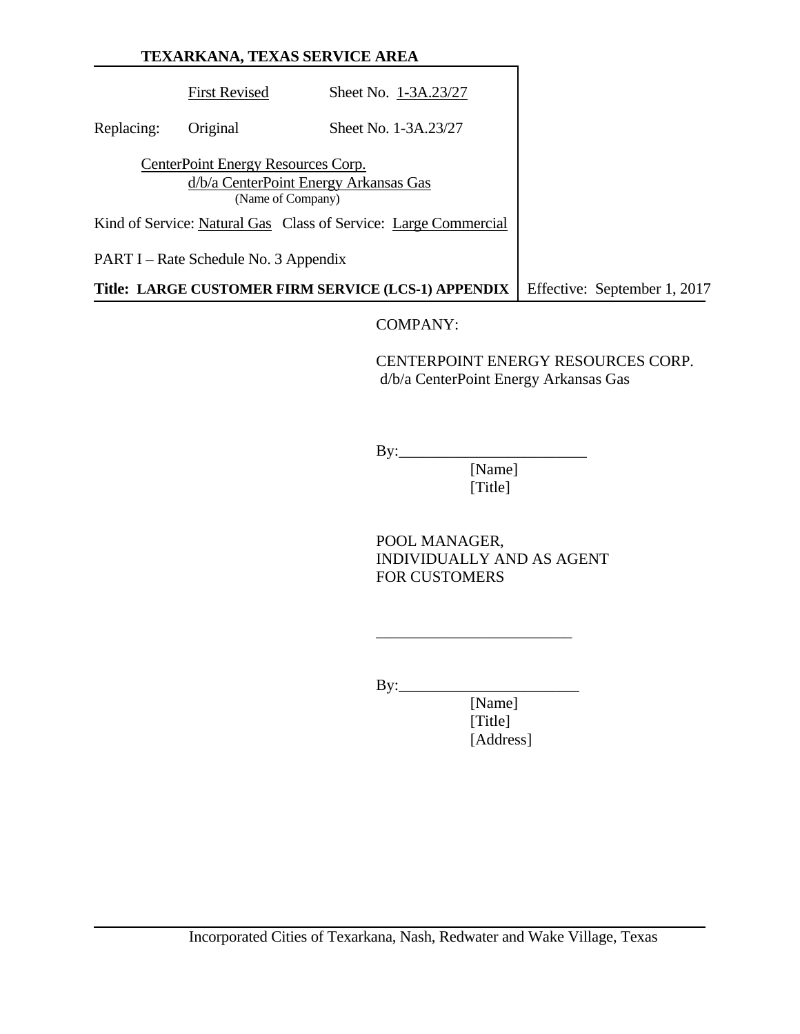COMPANY:

CENTERPOINT ENERGY RESOURCES CORP.
d/b/a CenterPoint Energy Arkansas Gas

By:________________________
[Name]
[Title]

POOL MANAGER,
INDIVIDUALLY AND AS AGENT
FOR CUSTOMERS

________________________

By:________________________
[Name]
[Title]
[Address]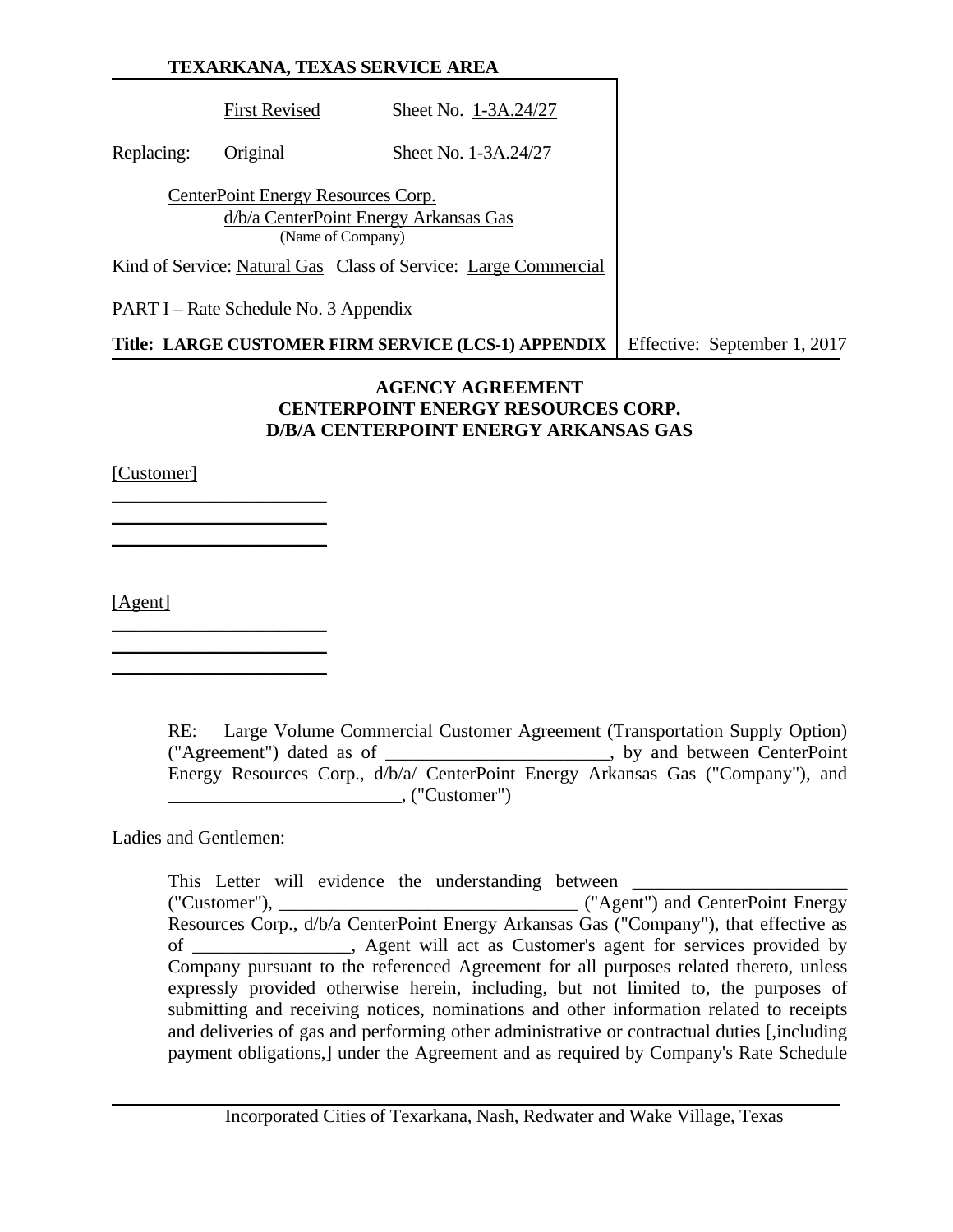**TEXARKANA, TEXAS SERVICE AREA**

| | | |
|---|---|---|
| | First Revised | Sheet No. 1-3A.24/27 |
| Replacing: | Original | Sheet No. 1-3A.24/27 |

CenterPoint Energy Resources Corp.
d/b/a CenterPoint Energy Arkansas Gas
(Name of Company)

Kind of Service: Natural Gas Class of Service: Large Commercial

PART I – Rate Schedule No. 3 Appendix

**Title: LARGE CUSTOMER FIRM SERVICE (LCS-1) APPENDIX** | Effective: September 1, 2017

**AGENCY AGREEMENT**
**CENTERPOINT ENERGY RESOURCES CORP.**
**D/B/A CENTERPOINT ENERGY ARKANSAS GAS**

[Customer]
______________________
______________________
______________________

[Agent]
______________________
______________________
______________________

RE: Large Volume Commercial Customer Agreement (Transportation Supply Option) ("Agreement") dated as of _______________________, by and between CenterPoint Energy Resources Corp., d/b/a/ CenterPoint Energy Arkansas Gas ("Company"), and ________________________, ("Customer")

Ladies and Gentlemen:

This Letter will evidence the understanding between _______________________ ("Customer"), ________________________________ ("Agent") and CenterPoint Energy Resources Corp., d/b/a CenterPoint Energy Arkansas Gas ("Company"), that effective as of _________________, Agent will act as Customer's agent for services provided by Company pursuant to the referenced Agreement for all purposes related thereto, unless expressly provided otherwise herein, including, but not limited to, the purposes of submitting and receiving notices, nominations and other information related to receipts and deliveries of gas and performing other administrative or contractual duties [,including payment obligations,] under the Agreement and as required by Company's Rate Schedule

Incorporated Cities of Texarkana, Nash, Redwater and Wake Village, Texas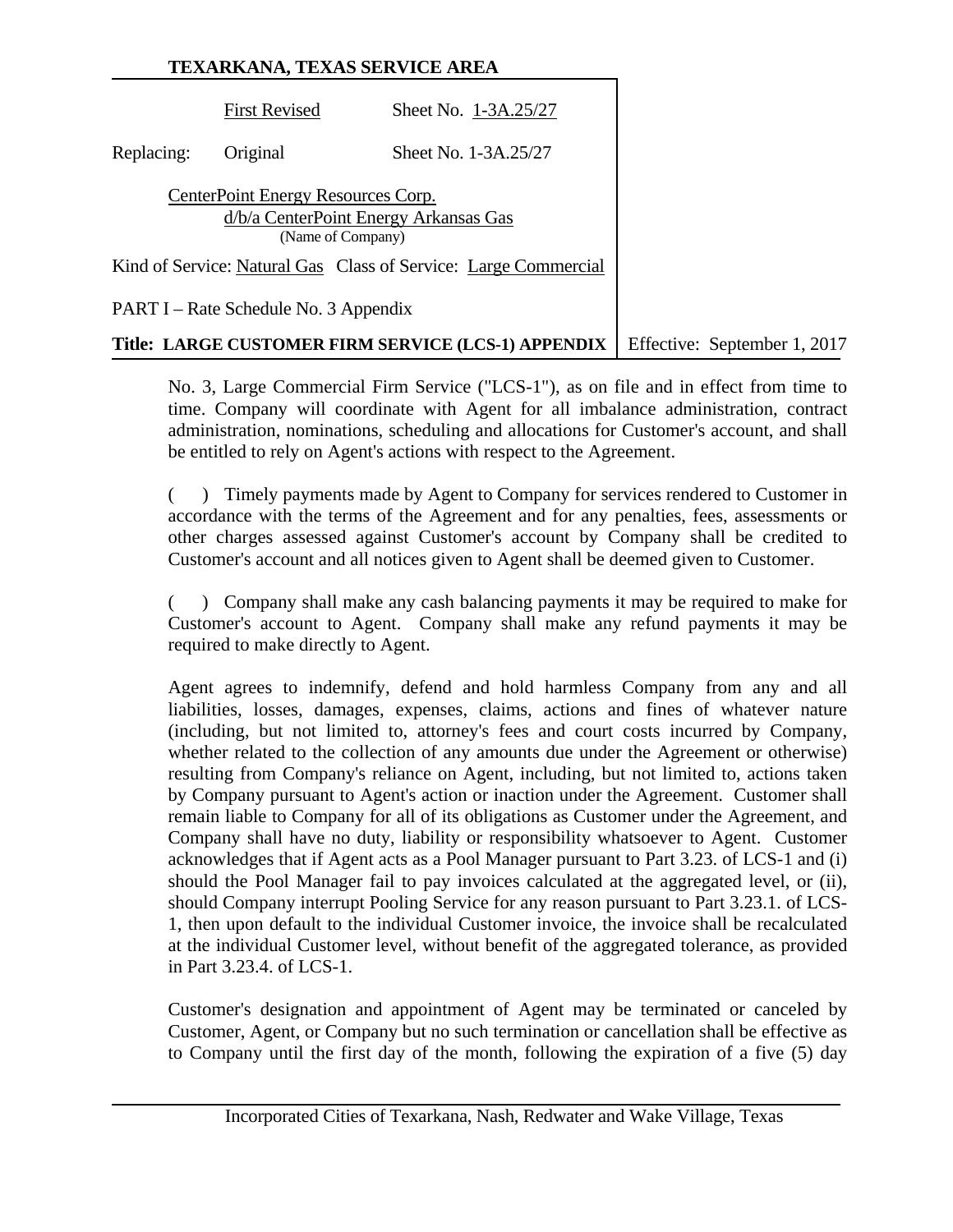**TEXARKANA, TEXAS SERVICE AREA**

| | | |
|---|---|---|
| | First Revised | Sheet No. 1-3A.25/27 |
| Replacing: | Original | Sheet No. 1-3A.25/27 |

CenterPoint Energy Resources Corp.
d/b/a CenterPoint Energy Arkansas Gas
(Name of Company)

Kind of Service: Natural Gas   Class of Service: Large Commercial

PART I – Rate Schedule No. 3 Appendix

**Title: LARGE CUSTOMER FIRM SERVICE (LCS-1) APPENDIX**   Effective: September 1, 2017

No. 3, Large Commercial Firm Service ("LCS-1"), as on file and in effect from time to time. Company will coordinate with Agent for all imbalance administration, contract administration, nominations, scheduling and allocations for Customer's account, and shall be entitled to rely on Agent's actions with respect to the Agreement.

(   ) Timely payments made by Agent to Company for services rendered to Customer in accordance with the terms of the Agreement and for any penalties, fees, assessments or other charges assessed against Customer's account by Company shall be credited to Customer's account and all notices given to Agent shall be deemed given to Customer.

(   ) Company shall make any cash balancing payments it may be required to make for Customer's account to Agent. Company shall make any refund payments it may be required to make directly to Agent.

Agent agrees to indemnify, defend and hold harmless Company from any and all liabilities, losses, damages, expenses, claims, actions and fines of whatever nature (including, but not limited to, attorney's fees and court costs incurred by Company, whether related to the collection of any amounts due under the Agreement or otherwise) resulting from Company's reliance on Agent, including, but not limited to, actions taken by Company pursuant to Agent's action or inaction under the Agreement. Customer shall remain liable to Company for all of its obligations as Customer under the Agreement, and Company shall have no duty, liability or responsibility whatsoever to Agent. Customer acknowledges that if Agent acts as a Pool Manager pursuant to Part 3.23. of LCS-1 and (i) should the Pool Manager fail to pay invoices calculated at the aggregated level, or (ii), should Company interrupt Pooling Service for any reason pursuant to Part 3.23.1. of LCS-1, then upon default to the individual Customer invoice, the invoice shall be recalculated at the individual Customer level, without benefit of the aggregated tolerance, as provided in Part 3.23.4. of LCS-1.

Customer's designation and appointment of Agent may be terminated or canceled by Customer, Agent, or Company but no such termination or cancellation shall be effective as to Company until the first day of the month, following the expiration of a five (5) day

Incorporated Cities of Texarkana, Nash, Redwater and Wake Village, Texas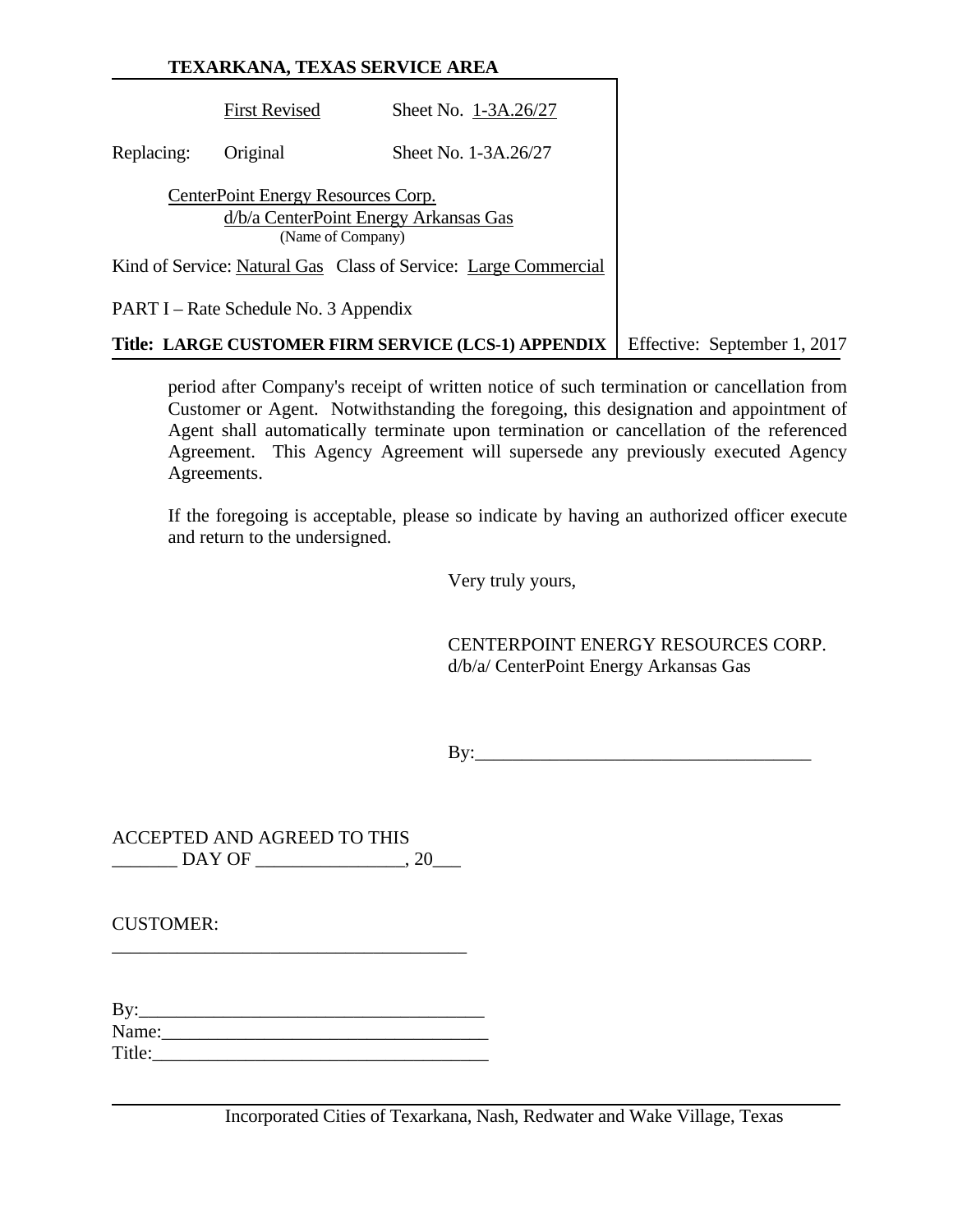period after Company's receipt of written notice of such termination or cancellation from Customer or Agent. Notwithstanding the foregoing, this designation and appointment of Agent shall automatically terminate upon termination or cancellation of the referenced Agreement. This Agency Agreement will supersede any previously executed Agency Agreements.

If the foregoing is acceptable, please so indicate by having an authorized officer execute and return to the undersigned.

Very truly yours,

CENTERPOINT ENERGY RESOURCES CORP.
d/b/a/ CenterPoint Energy Arkansas Gas

By:_____________________________________

ACCEPTED AND AGREED TO THIS
_______ DAY OF ________________, 20___

CUSTOMER:
_______________________________________

By:_____________________________________
Name:__________________________________
Title:___________________________________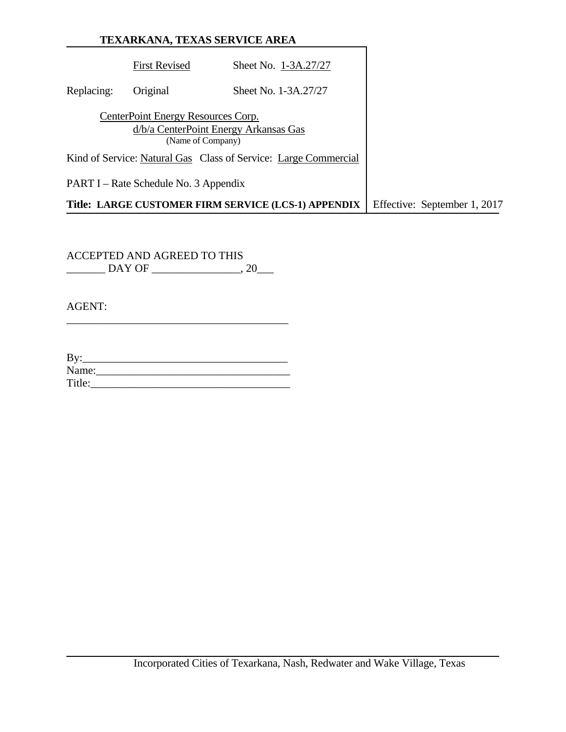**TEXARKANA, TEXAS SERVICE AREA**

| | | |
|---|---|---|
| | First Revised | Sheet No. 1-3A.27/27 |
| Replacing: | Original | Sheet No. 1-3A.27/27 |

CenterPoint Energy Resources Corp.
d/b/a CenterPoint Energy Arkansas Gas
(Name of Company)

Kind of Service: Natural Gas Class of Service: Large Commercial

PART I – Rate Schedule No. 3 Appendix

**Title: LARGE CUSTOMER FIRM SERVICE (LCS-1) APPENDIX** Effective: September 1, 2017

ACCEPTED AND AGREED TO THIS
_______ DAY OF ________________, 20___

AGENT:
________________________________________

By:_____________________________________
Name:___________________________________
Title:___________________________________

Incorporated Cities of Texarkana, Nash, Redwater and Wake Village, Texas